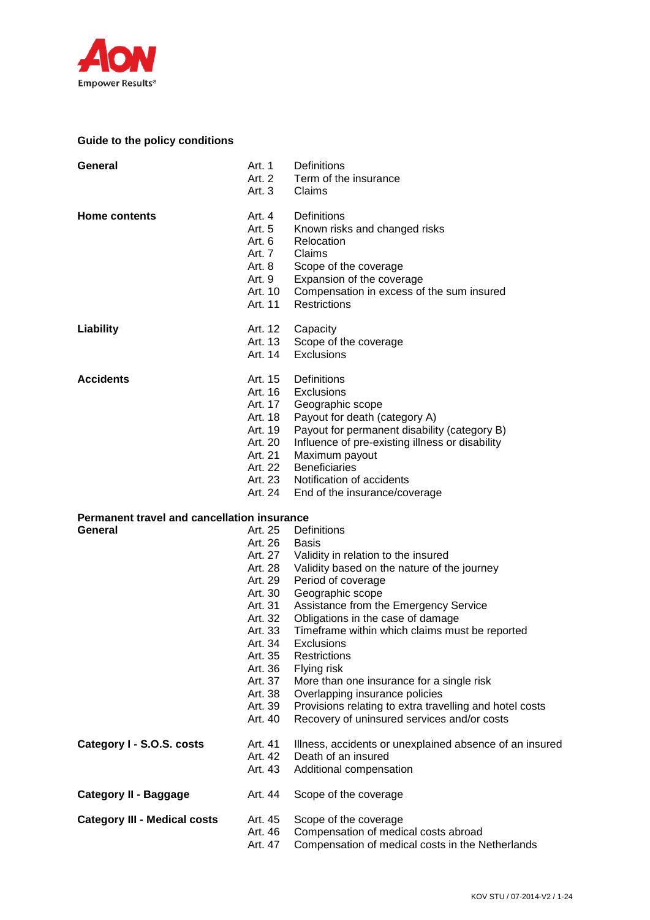AON
Empower Results®

## Guide to the policy conditions

| Section | Article | Title |
|---|---|---|
| **General** | Art. 1 | Definitions |
| | Art. 2 | Term of the insurance |
| | Art. 3 | Claims |
| **Home contents** | Art. 4 | Definitions |
| | Art. 5 | Known risks and changed risks |
| | Art. 6 | Relocation |
| | Art. 7 | Claims |
| | Art. 8 | Scope of the coverage |
| | Art. 9 | Expansion of the coverage |
| | Art. 10 | Compensation in excess of the sum insured |
| | Art. 11 | Restrictions |
| **Liability** | Art. 12 | Capacity |
| | Art. 13 | Scope of the coverage |
| | Art. 14 | Exclusions |
| **Accidents** | Art. 15 | Definitions |
| | Art. 16 | Exclusions |
| | Art. 17 | Geographic scope |
| | Art. 18 | Payout for death (category A) |
| | Art. 19 | Payout for permanent disability (category B) |
| | Art. 20 | Influence of pre-existing illness or disability |
| | Art. 21 | Maximum payout |
| | Art. 22 | Beneficiaries |
| | Art. 23 | Notification of accidents |
| | Art. 24 | End of the insurance/coverage |
| **Permanent travel and cancellation insurance** | | |
| **General** | Art. 25 | Definitions |
| | Art. 26 | Basis |
| | Art. 27 | Validity in relation to the insured |
| | Art. 28 | Validity based on the nature of the journey |
| | Art. 29 | Period of coverage |
| | Art. 30 | Geographic scope |
| | Art. 31 | Assistance from the Emergency Service |
| | Art. 32 | Obligations in the case of damage |
| | Art. 33 | Timeframe within which claims must be reported |
| | Art. 34 | Exclusions |
| | Art. 35 | Restrictions |
| | Art. 36 | Flying risk |
| | Art. 37 | More than one insurance for a single risk |
| | Art. 38 | Overlapping insurance policies |
| | Art. 39 | Provisions relating to extra travelling and hotel costs |
| | Art. 40 | Recovery of uninsured services and/or costs |
| **Category I - S.O.S. costs** | Art. 41 | Illness, accidents or unexplained absence of an insured |
| | Art. 42 | Death of an insured |
| | Art. 43 | Additional compensation |
| **Category II - Baggage** | Art. 44 | Scope of the coverage |
| **Category III - Medical costs** | Art. 45 | Scope of the coverage |
| | Art. 46 | Compensation of medical costs abroad |
| | Art. 47 | Compensation of medical costs in the Netherlands |

KOV STU / 07-2014-V2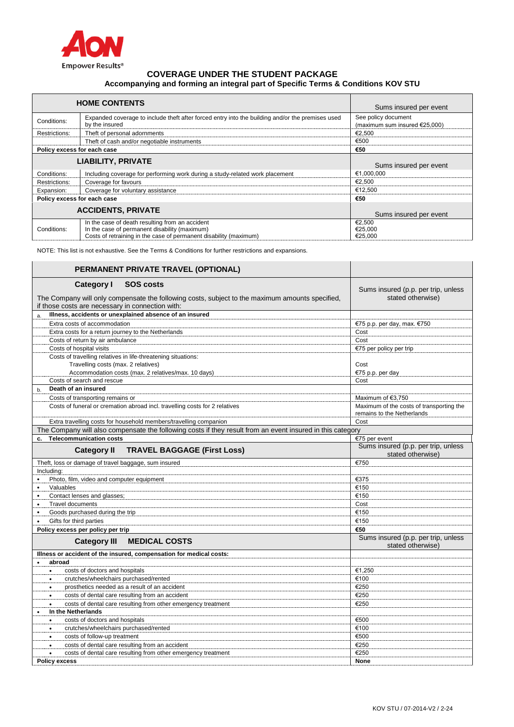## COVERAGE UNDER THE STUDENT PACKAGE

### Accompanying and forming an integral part of Specific Terms & Conditions KOV STU

| HOME CONTENTS | | Sums insured per event |
|---|---|---|
| Conditions: | Expanded coverage to include theft after forced entry into the building and/or the premises used by the insured | See policy document (maximum sum insured €25,000) |
| Restrictions: | Theft of personal adornments | €2,500 |
| | Theft of cash and/or negotiable instruments | €500 |
| **Policy excess for each case** | | **€50** |
| **LIABILITY, PRIVATE** | | Sums insured per event |
| Conditions: | Including coverage for performing work during a study-related work placement | €1,000,000 |
| Restrictions: | Coverage for favours | €2,500 |
| Expansion: | Coverage for voluntary assistance | €12,500 |
| **Policy excess for each case** | | **€50** |
| **ACCIDENTS, PRIVATE** | | Sums insured per event |
| Conditions: | In the case of death resulting from an accident<br>In the case of permanent disability (maximum)<br>Costs of retraining in the case of permanent disability (maximum) | €2,500<br>€25,000<br>€25,000 |

NOTE: This list is not exhaustive. See the Terms & Conditions for further restrictions and expansions.

| PERMANENT PRIVATE TRAVEL (OPTIONAL) | |
|---|---|
| **Category I SOS costs**<br>The Company will only compensate the following costs, subject to the maximum amounts specified, if those costs are necessary in connection with: | Sums insured (p.p. per trip, unless stated otherwise) |
| a. **Illness, accidents or unexplained absence of an insured** | |
| Extra costs of accommodation | €75 p.p. per day, max. €750 |
| Extra costs for a return journey to the Netherlands | Cost |
| Costs of return by air ambulance | Cost |
| Costs of hospital visits | €75 per policy per trip |
| Costs of travelling relatives in life-threatening situations: | |
| Travelling costs (max. 2 relatives) | Cost |
| Accommodation costs (max. 2 relatives/max. 10 days) | €75 p.p. per day |
| Costs of search and rescue | Cost |
| b. **Death of an insured** | |
| Costs of transporting remains or | Maximum of €3,750 |
| Costs of funeral or cremation abroad incl. travelling costs for 2 relatives | Maximum of the costs of transporting the remains to the Netherlands |
| Extra travelling costs for household members/travelling companion | Cost |
| The Company will also compensate the following costs if they result from an event insured in this category | |
| c. **Telecommunication costs** | €75 per event |
| **Category II TRAVEL BAGGAGE (First Loss)** | Sums insured (p.p. per trip, unless stated otherwise) |
| Theft, loss or damage of travel baggage, sum insured | €750 |
| Including: | |
| • Photo, film, video and computer equipment | €375 |
| • Valuables | €150 |
| • Contact lenses and glasses; | €150 |
| • Travel documents | Cost |
| • Goods purchased during the trip | €150 |
| • Gifts for third parties | €150 |
| **Policy excess per policy per trip** | **€50** |
| **Category III MEDICAL COSTS** | Sums insured (p.p. per trip, unless stated otherwise) |
| **Illness or accident of the insured, compensation for medical costs:** | |
| • **abroad** | |
| • costs of doctors and hospitals | €1,250 |
| • crutches/wheelchairs purchased/rented | €100 |
| • prosthetics needed as a result of an accident | €250 |
| • costs of dental care resulting from an accident | €250 |
| • costs of dental care resulting from other emergency treatment | €250 |
| • **In the Netherlands** | |
| • costs of doctors and hospitals | €500 |
| • crutches/wheelchairs purchased/rented | €100 |
| • costs of follow-up treatment | €500 |
| • costs of dental care resulting from an accident | €250 |
| • costs of dental care resulting from other emergency treatment | €250 |
| **Policy excess** | **None** |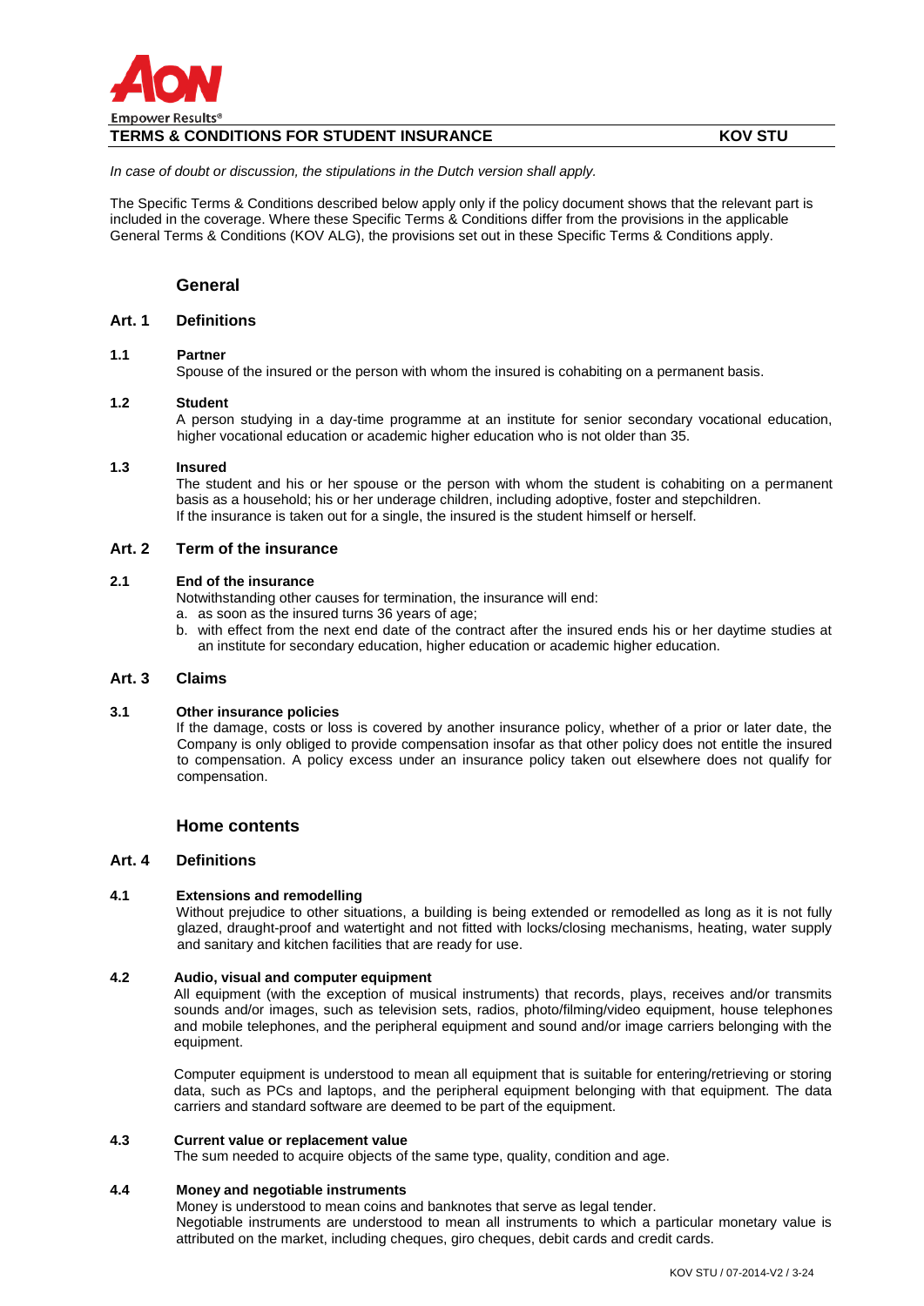**TERMS & CONDITIONS FOR STUDENT INSURANCE** **KOV STU**

*In case of doubt or discussion, the stipulations in the Dutch version shall apply.*

The Specific Terms & Conditions described below apply only if the policy document shows that the relevant part is included in the coverage. Where these Specific Terms & Conditions differ from the provisions in the applicable General Terms & Conditions (KOV ALG), the provisions set out in these Specific Terms & Conditions apply.

## General

### Art. 1 Definitions

**1.1 Partner**

Spouse of the insured or the person with whom the insured is cohabiting on a permanent basis.

**1.2 Student**

A person studying in a day-time programme at an institute for senior secondary vocational education, higher vocational education or academic higher education who is not older than 35.

**1.3 Insured**

The student and his or her spouse or the person with whom the student is cohabiting on a permanent basis as a household; his or her underage children, including adoptive, foster and stepchildren.
If the insurance is taken out for a single, the insured is the student himself or herself.

### Art. 2 Term of the insurance

**2.1 End of the insurance**

Notwithstanding other causes for termination, the insurance will end:

a. as soon as the insured turns 36 years of age;
b. with effect from the next end date of the contract after the insured ends his or her daytime studies at an institute for secondary education, higher education or academic higher education.

### Art. 3 Claims

**3.1 Other insurance policies**

If the damage, costs or loss is covered by another insurance policy, whether of a prior or later date, the Company is only obliged to provide compensation insofar as that other policy does not entitle the insured to compensation. A policy excess under an insurance policy taken out elsewhere does not qualify for compensation.

## Home contents

### Art. 4 Definitions

**4.1 Extensions and remodelling**

Without prejudice to other situations, a building is being extended or remodelled as long as it is not fully glazed, draught-proof and watertight and not fitted with locks/closing mechanisms, heating, water supply and sanitary and kitchen facilities that are ready for use.

**4.2 Audio, visual and computer equipment**

All equipment (with the exception of musical instruments) that records, plays, receives and/or transmits sounds and/or images, such as television sets, radios, photo/filming/video equipment, house telephones and mobile telephones, and the peripheral equipment and sound and/or image carriers belonging with the equipment.

Computer equipment is understood to mean all equipment that is suitable for entering/retrieving or storing data, such as PCs and laptops, and the peripheral equipment belonging with that equipment. The data carriers and standard software are deemed to be part of the equipment.

**4.3 Current value or replacement value**

The sum needed to acquire objects of the same type, quality, condition and age.

**4.4 Money and negotiable instruments**

Money is understood to mean coins and banknotes that serve as legal tender.
Negotiable instruments are understood to mean all instruments to which a particular monetary value is attributed on the market, including cheques, giro cheques, debit cards and credit cards.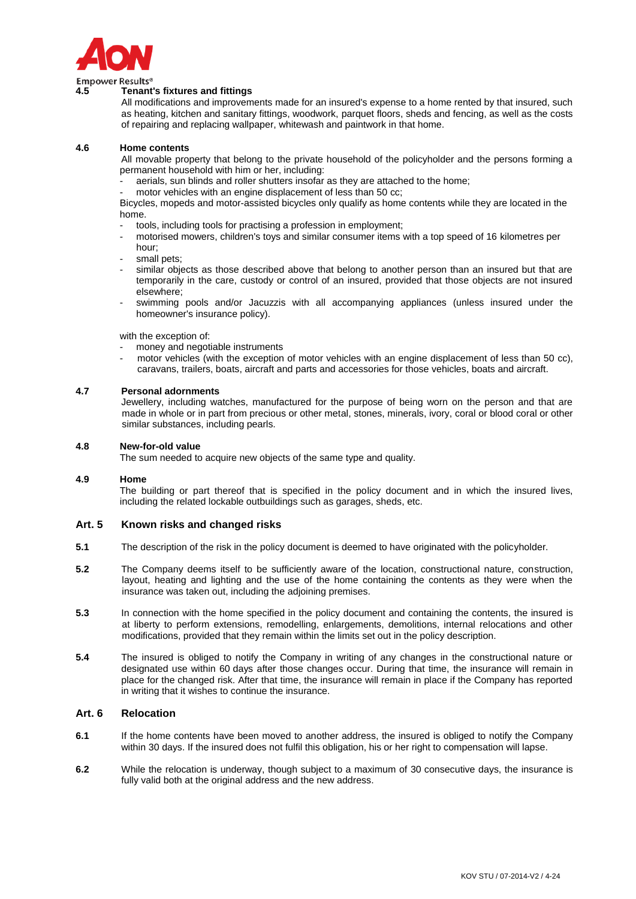### 4.5 Tenant's fixtures and fittings

All modifications and improvements made for an insured's expense to a home rented by that insured, such as heating, kitchen and sanitary fittings, woodwork, parquet floors, sheds and fencing, as well as the costs of repairing and replacing wallpaper, whitewash and paintwork in that home.

### 4.6 Home contents

All movable property that belong to the private household of the policyholder and the persons forming a permanent household with him or her, including:

- aerials, sun blinds and roller shutters insofar as they are attached to the home;
- motor vehicles with an engine displacement of less than 50 cc;

Bicycles, mopeds and motor-assisted bicycles only qualify as home contents while they are located in the home.

- tools, including tools for practising a profession in employment;
- motorised mowers, children's toys and similar consumer items with a top speed of 16 kilometres per hour;
- small pets;
- similar objects as those described above that belong to another person than an insured but that are temporarily in the care, custody or control of an insured, provided that those objects are not insured elsewhere;
- swimming pools and/or Jacuzzis with all accompanying appliances (unless insured under the homeowner's insurance policy).

with the exception of:

- money and negotiable instruments
- motor vehicles (with the exception of motor vehicles with an engine displacement of less than 50 cc), caravans, trailers, boats, aircraft and parts and accessories for those vehicles, boats and aircraft.

### 4.7 Personal adornments

Jewellery, including watches, manufactured for the purpose of being worn on the person and that are made in whole or in part from precious or other metal, stones, minerals, ivory, coral or blood coral or other similar substances, including pearls.

### 4.8 New-for-old value

The sum needed to acquire new objects of the same type and quality.

### 4.9 Home

The building or part thereof that is specified in the policy document and in which the insured lives, including the related lockable outbuildings such as garages, sheds, etc.

## Art. 5 Known risks and changed risks

**5.1** The description of the risk in the policy document is deemed to have originated with the policyholder.

**5.2** The Company deems itself to be sufficiently aware of the location, constructional nature, construction, layout, heating and lighting and the use of the home containing the contents as they were when the insurance was taken out, including the adjoining premises.

**5.3** In connection with the home specified in the policy document and containing the contents, the insured is at liberty to perform extensions, remodelling, enlargements, demolitions, internal relocations and other modifications, provided that they remain within the limits set out in the policy description.

**5.4** The insured is obliged to notify the Company in writing of any changes in the constructional nature or designated use within 60 days after those changes occur. During that time, the insurance will remain in place for the changed risk. After that time, the insurance will remain in place if the Company has reported in writing that it wishes to continue the insurance.

## Art. 6 Relocation

**6.1** If the home contents have been moved to another address, the insured is obliged to notify the Company within 30 days. If the insured does not fulfil this obligation, his or her right to compensation will lapse.

**6.2** While the relocation is underway, though subject to a maximum of 30 consecutive days, the insurance is fully valid both at the original address and the new address.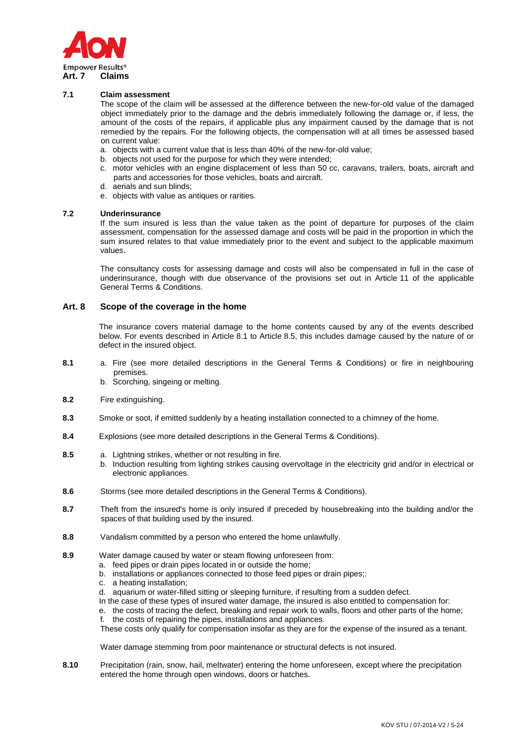## Art. 7 Claims

### 7.1 Claim assessment

The scope of the claim will be assessed at the difference between the new-for-old value of the damaged object immediately prior to the damage and the debris immediately following the damage or, if less, the amount of the costs of the repairs, if applicable plus any impairment caused by the damage that is not remedied by the repairs. For the following objects, the compensation will at all times be assessed based on current value:

a. objects with a current value that is less than 40% of the new-for-old value;
b. objects not used for the purpose for which they were intended;
c. motor vehicles with an engine displacement of less than 50 cc, caravans, trailers, boats, aircraft and parts and accessories for those vehicles, boats and aircraft.
d. aerials and sun blinds;
e. objects with value as antiques or rarities.

### 7.2 Underinsurance

If the sum insured is less than the value taken as the point of departure for purposes of the claim assessment, compensation for the assessed damage and costs will be paid in the proportion in which the sum insured relates to that value immediately prior to the event and subject to the applicable maximum values.

The consultancy costs for assessing damage and costs will also be compensated in full in the case of underinsurance, though with due observance of the provisions set out in Article 11 of the applicable General Terms & Conditions.

## Art. 8 Scope of the coverage in the home

The insurance covers material damage to the home contents caused by any of the events described below. For events described in Article 8.1 to Article 8.5, this includes damage caused by the nature of or defect in the insured object.

**8.1**
a. Fire (see more detailed descriptions in the General Terms & Conditions) or fire in neighbouring premises.
b. Scorching, singeing or melting.

**8.2** Fire extinguishing.

**8.3** Smoke or soot, if emitted suddenly by a heating installation connected to a chimney of the home.

**8.4** Explosions (see more detailed descriptions in the General Terms & Conditions).

**8.5**
a. Lightning strikes, whether or not resulting in fire.
b. Induction resulting from lighting strikes causing overvoltage in the electricity grid and/or in electrical or electronic appliances.

**8.6** Storms (see more detailed descriptions in the General Terms & Conditions).

**8.7** Theft from the insured's home is only insured if preceded by housebreaking into the building and/or the spaces of that building used by the insured.

**8.8** Vandalism committed by a person who entered the home unlawfully.

**8.9** Water damage caused by water or steam flowing unforeseen from:
a. feed pipes or drain pipes located in or outside the home;
b. installations or appliances connected to those feed pipes or drain pipes;:
c. a heating installation;
d. aquarium or water-filled sitting or sleeping furniture, if resulting from a sudden defect.

In the case of these types of insured water damage, the insured is also entitled to compensation for:
e. the costs of tracing the defect, breaking and repair work to walls, floors and other parts of the home;
f. the costs of repairing the pipes, installations and appliances.

These costs only qualify for compensation insofar as they are for the expense of the insured as a tenant.

Water damage stemming from poor maintenance or structural defects is not insured.

**8.10** Precipitation (rain, snow, hail, meltwater) entering the home unforeseen, except where the precipitation entered the home through open windows, doors or hatches.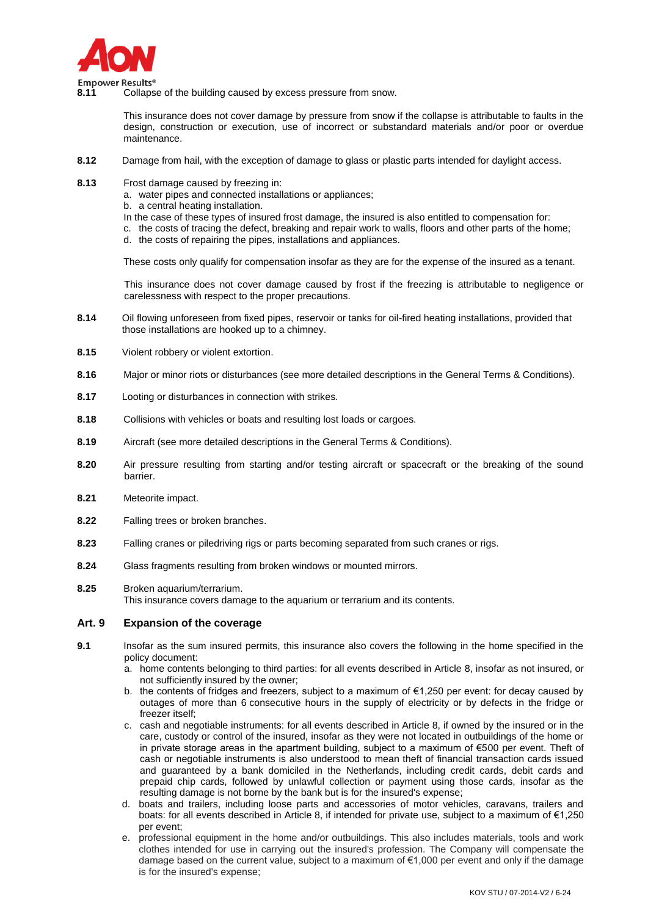**8.11** Collapse of the building caused by excess pressure from snow.

This insurance does not cover damage by pressure from snow if the collapse is attributable to faults in the design, construction or execution, use of incorrect or substandard materials and/or poor or overdue maintenance.

**8.12** Damage from hail, with the exception of damage to glass or plastic parts intended for daylight access.

**8.13** Frost damage caused by freezing in:

a. water pipes and connected installations or appliances;
b. a central heating installation.

In the case of these types of insured frost damage, the insured is also entitled to compensation for:

c. the costs of tracing the defect, breaking and repair work to walls, floors and other parts of the home;
d. the costs of repairing the pipes, installations and appliances.

These costs only qualify for compensation insofar as they are for the expense of the insured as a tenant.

This insurance does not cover damage caused by frost if the freezing is attributable to negligence or carelessness with respect to the proper precautions.

**8.14** Oil flowing unforeseen from fixed pipes, reservoir or tanks for oil-fired heating installations, provided that those installations are hooked up to a chimney.

**8.15** Violent robbery or violent extortion.

**8.16** Major or minor riots or disturbances (see more detailed descriptions in the General Terms & Conditions).

**8.17** Looting or disturbances in connection with strikes.

**8.18** Collisions with vehicles or boats and resulting lost loads or cargoes.

**8.19** Aircraft (see more detailed descriptions in the General Terms & Conditions).

**8.20** Air pressure resulting from starting and/or testing aircraft or spacecraft or the breaking of the sound barrier.

**8.21** Meteorite impact.

**8.22** Falling trees or broken branches.

**8.23** Falling cranes or piledriving rigs or parts becoming separated from such cranes or rigs.

**8.24** Glass fragments resulting from broken windows or mounted mirrors.

**8.25** Broken aquarium/terrarium.
This insurance covers damage to the aquarium or terrarium and its contents.

## Art. 9 Expansion of the coverage

**9.1** Insofar as the sum insured permits, this insurance also covers the following in the home specified in the policy document:

a. home contents belonging to third parties: for all events described in Article 8, insofar as not insured, or not sufficiently insured by the owner;
b. the contents of fridges and freezers, subject to a maximum of €1,250 per event: for decay caused by outages of more than 6 consecutive hours in the supply of electricity or by defects in the fridge or freezer itself;
c. cash and negotiable instruments: for all events described in Article 8, if owned by the insured or in the care, custody or control of the insured, insofar as they were not located in outbuildings of the home or in private storage areas in the apartment building, subject to a maximum of €500 per event. Theft of cash or negotiable instruments is also understood to mean theft of financial transaction cards issued and guaranteed by a bank domiciled in the Netherlands, including credit cards, debit cards and prepaid chip cards, followed by unlawful collection or payment using those cards, insofar as the resulting damage is not borne by the bank but is for the insured's expense;
d. boats and trailers, including loose parts and accessories of motor vehicles, caravans, trailers and boats: for all events described in Article 8, if intended for private use, subject to a maximum of €1,250 per event;
e. professional equipment in the home and/or outbuildings. This also includes materials, tools and work clothes intended for use in carrying out the insured's profession. The Company will compensate the damage based on the current value, subject to a maximum of €1,000 per event and only if the damage is for the insured's expense;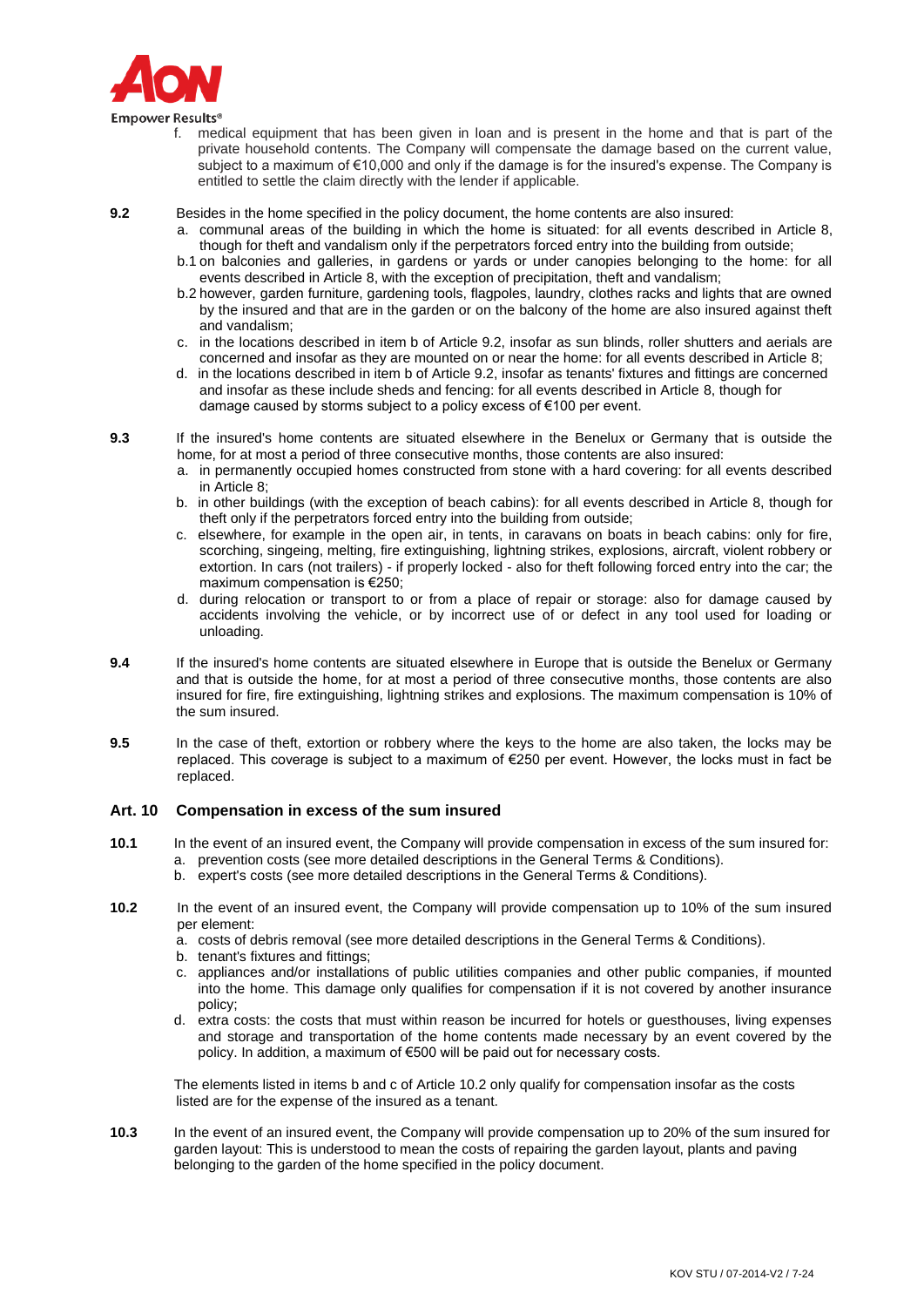f. medical equipment that has been given in loan and is present in the home and that is part of the private household contents. The Company will compensate the damage based on the current value, subject to a maximum of €10,000 and only if the damage is for the insured's expense. The Company is entitled to settle the claim directly with the lender if applicable.

**9.2** Besides in the home specified in the policy document, the home contents are also insured:

a. communal areas of the building in which the home is situated: for all events described in Article 8, though for theft and vandalism only if the perpetrators forced entry into the building from outside;

b.1 on balconies and galleries, in gardens or yards or under canopies belonging to the home: for all events described in Article 8, with the exception of precipitation, theft and vandalism;

b.2 however, garden furniture, gardening tools, flagpoles, laundry, clothes racks and lights that are owned by the insured and that are in the garden or on the balcony of the home are also insured against theft and vandalism;

c. in the locations described in item b of Article 9.2, insofar as sun blinds, roller shutters and aerials are concerned and insofar as they are mounted on or near the home: for all events described in Article 8;

d. in the locations described in item b of Article 9.2, insofar as tenants' fixtures and fittings are concerned and insofar as these include sheds and fencing: for all events described in Article 8, though for damage caused by storms subject to a policy excess of €100 per event.

**9.3** If the insured's home contents are situated elsewhere in the Benelux or Germany that is outside the home, for at most a period of three consecutive months, those contents are also insured:

a. in permanently occupied homes constructed from stone with a hard covering: for all events described in Article 8;

b. in other buildings (with the exception of beach cabins): for all events described in Article 8, though for theft only if the perpetrators forced entry into the building from outside;

c. elsewhere, for example in the open air, in tents, in caravans on boats in beach cabins: only for fire, scorching, singeing, melting, fire extinguishing, lightning strikes, explosions, aircraft, violent robbery or extortion. In cars (not trailers) - if properly locked - also for theft following forced entry into the car; the maximum compensation is €250;

d. during relocation or transport to or from a place of repair or storage: also for damage caused by accidents involving the vehicle, or by incorrect use of or defect in any tool used for loading or unloading.

**9.4** If the insured's home contents are situated elsewhere in Europe that is outside the Benelux or Germany and that is outside the home, for at most a period of three consecutive months, those contents are also insured for fire, fire extinguishing, lightning strikes and explosions. The maximum compensation is 10% of the sum insured.

**9.5** In the case of theft, extortion or robbery where the keys to the home are also taken, the locks may be replaced. This coverage is subject to a maximum of €250 per event. However, the locks must in fact be replaced.

## Art. 10 Compensation in excess of the sum insured

**10.1** In the event of an insured event, the Company will provide compensation in excess of the sum insured for:

a. prevention costs (see more detailed descriptions in the General Terms & Conditions).

b. expert's costs (see more detailed descriptions in the General Terms & Conditions).

**10.2** In the event of an insured event, the Company will provide compensation up to 10% of the sum insured per element:

a. costs of debris removal (see more detailed descriptions in the General Terms & Conditions).

b. tenant's fixtures and fittings;

c. appliances and/or installations of public utilities companies and other public companies, if mounted into the home. This damage only qualifies for compensation if it is not covered by another insurance policy;

d. extra costs: the costs that must within reason be incurred for hotels or guesthouses, living expenses and storage and transportation of the home contents made necessary by an event covered by the policy. In addition, a maximum of €500 will be paid out for necessary costs.

The elements listed in items b and c of Article 10.2 only qualify for compensation insofar as the costs listed are for the expense of the insured as a tenant.

**10.3** In the event of an insured event, the Company will provide compensation up to 20% of the sum insured for garden layout: This is understood to mean the costs of repairing the garden layout, plants and paving belonging to the garden of the home specified in the policy document.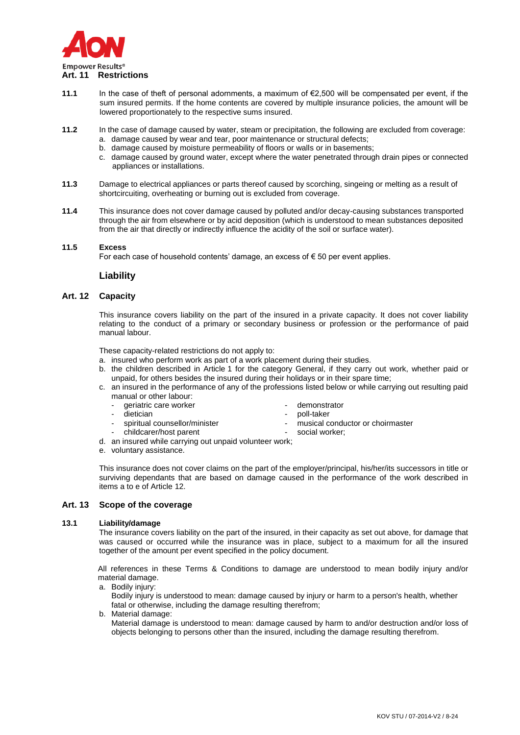## Art. 11 Restrictions

**11.1** In the case of theft of personal adornments, a maximum of €2,500 will be compensated per event, if the sum insured permits. If the home contents are covered by multiple insurance policies, the amount will be lowered proportionately to the respective sums insured.

**11.2** In the case of damage caused by water, steam or precipitation, the following are excluded from coverage:

a. damage caused by wear and tear, poor maintenance or structural defects;
b. damage caused by moisture permeability of floors or walls or in basements;
c. damage caused by ground water, except where the water penetrated through drain pipes or connected appliances or installations.

**11.3** Damage to electrical appliances or parts thereof caused by scorching, singeing or melting as a result of shortcircuiting, overheating or burning out is excluded from coverage.

**11.4** This insurance does not cover damage caused by polluted and/or decay-causing substances transported through the air from elsewhere or by acid deposition (which is understood to mean substances deposited from the air that directly or indirectly influence the acidity of the soil or surface water).

**11.5** **Excess**

For each case of household contents' damage, an excess of € 50 per event applies.

# Liability

## Art. 12 Capacity

This insurance covers liability on the part of the insured in a private capacity. It does not cover liability relating to the conduct of a primary or secondary business or profession or the performance of paid manual labour.

These capacity-related restrictions do not apply to:

a. insured who perform work as part of a work placement during their studies.
b. the children described in Article 1 for the category General, if they carry out work, whether paid or unpaid, for others besides the insured during their holidays or in their spare time;
c. an insured in the performance of any of the professions listed below or while carrying out resulting paid manual or other labour:
   - geriatric care worker
   - dietician
   - spiritual counsellor/minister
   - childcarer/host parent
   - demonstrator
   - poll-taker
   - musical conductor or choirmaster
   - social worker;
d. an insured while carrying out unpaid volunteer work;
e. voluntary assistance.

This insurance does not cover claims on the part of the employer/principal, his/her/its successors in title or surviving dependants that are based on damage caused in the performance of the work described in items a to e of Article 12.

## Art. 13 Scope of the coverage

**13.1** **Liability/damage**

The insurance covers liability on the part of the insured, in their capacity as set out above, for damage that was caused or occurred while the insurance was in place, subject to a maximum for all the insured together of the amount per event specified in the policy document.

All references in these Terms & Conditions to damage are understood to mean bodily injury and/or material damage.

a. Bodily injury:
   Bodily injury is understood to mean: damage caused by injury or harm to a person's health, whether fatal or otherwise, including the damage resulting therefrom;
b. Material damage:
   Material damage is understood to mean: damage caused by harm to and/or destruction and/or loss of objects belonging to persons other than the insured, including the damage resulting therefrom.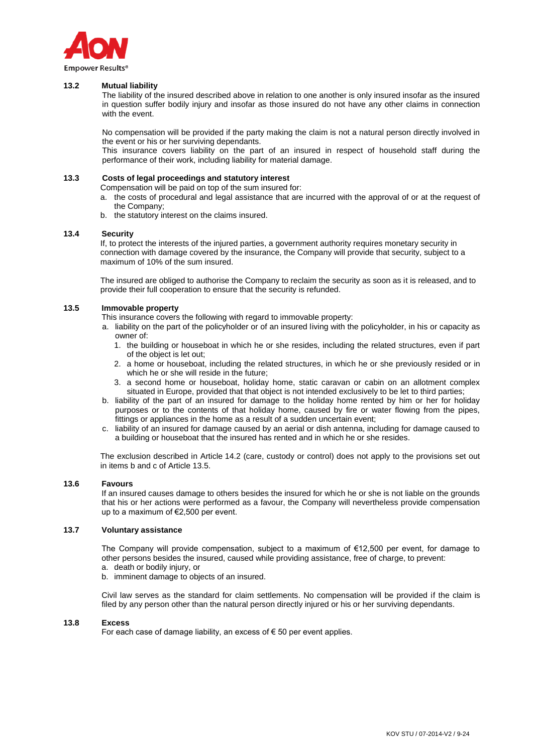### 13.2 Mutual liability

The liability of the insured described above in relation to one another is only insured insofar as the insured in question suffer bodily injury and insofar as those insured do not have any other claims in connection with the event.

No compensation will be provided if the party making the claim is not a natural person directly involved in the event or his or her surviving dependants.
This insurance covers liability on the part of an insured in respect of household staff during the performance of their work, including liability for material damage.

### 13.3 Costs of legal proceedings and statutory interest

Compensation will be paid on top of the sum insured for:

a. the costs of procedural and legal assistance that are incurred with the approval of or at the request of the Company;
b. the statutory interest on the claims insured.

### 13.4 Security

If, to protect the interests of the injured parties, a government authority requires monetary security in connection with damage covered by the insurance, the Company will provide that security, subject to a maximum of 10% of the sum insured.

The insured are obliged to authorise the Company to reclaim the security as soon as it is released, and to provide their full cooperation to ensure that the security is refunded.

### 13.5 Immovable property

This insurance covers the following with regard to immovable property:

a. liability on the part of the policyholder or of an insured living with the policyholder, in his or capacity as owner of:
   1. the building or houseboat in which he or she resides, including the related structures, even if part of the object is let out;
   2. a home or houseboat, including the related structures, in which he or she previously resided or in which he or she will reside in the future;
   3. a second home or houseboat, holiday home, static caravan or cabin on an allotment complex situated in Europe, provided that that object is not intended exclusively to be let to third parties;
b. liability of the part of an insured for damage to the holiday home rented by him or her for holiday purposes or to the contents of that holiday home, caused by fire or water flowing from the pipes, fittings or appliances in the home as a result of a sudden uncertain event;
c. liability of an insured for damage caused by an aerial or dish antenna, including for damage caused to a building or houseboat that the insured has rented and in which he or she resides.

The exclusion described in Article 14.2 (care, custody or control) does not apply to the provisions set out in items b and c of Article 13.5.

### 13.6 Favours

If an insured causes damage to others besides the insured for which he or she is not liable on the grounds that his or her actions were performed as a favour, the Company will nevertheless provide compensation up to a maximum of €2,500 per event.

### 13.7 Voluntary assistance

The Company will provide compensation, subject to a maximum of €12,500 per event, for damage to other persons besides the insured, caused while providing assistance, free of charge, to prevent:

a. death or bodily injury, or
b. imminent damage to objects of an insured.

Civil law serves as the standard for claim settlements. No compensation will be provided if the claim is filed by any person other than the natural person directly injured or his or her surviving dependants.

### 13.8 Excess

For each case of damage liability, an excess of € 50 per event applies.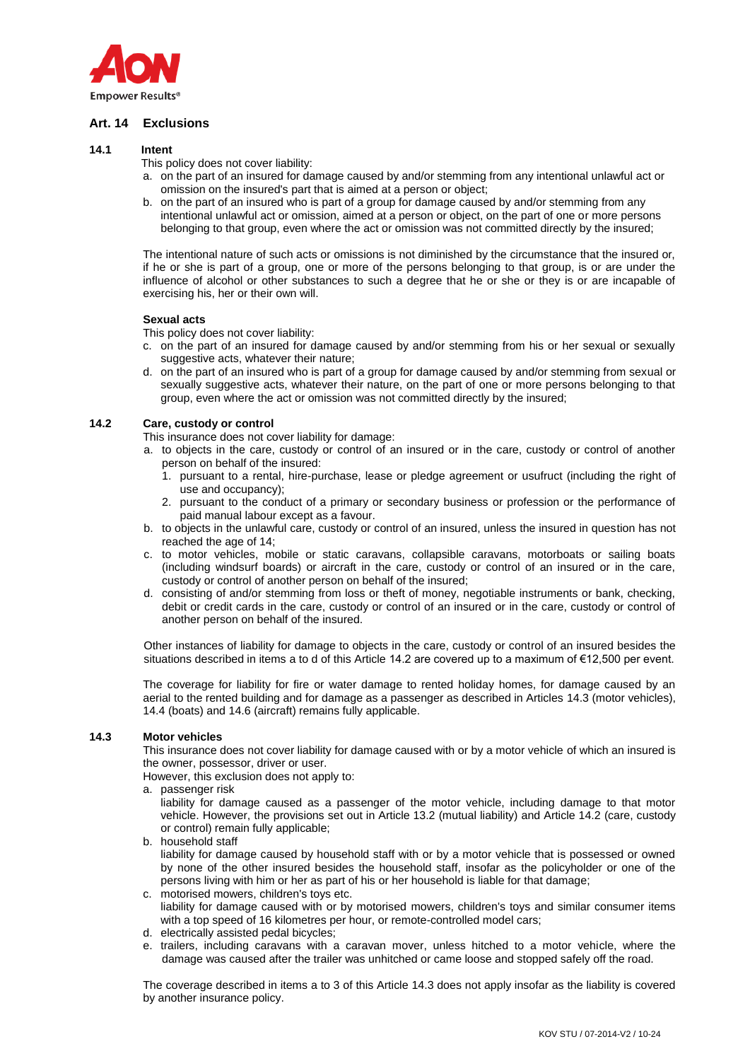## Art. 14 Exclusions

### 14.1 Intent

This policy does not cover liability:

a. on the part of an insured for damage caused by and/or stemming from any intentional unlawful act or omission on the insured's part that is aimed at a person or object;
b. on the part of an insured who is part of a group for damage caused by and/or stemming from any intentional unlawful act or omission, aimed at a person or object, on the part of one or more persons belonging to that group, even where the act or omission was not committed directly by the insured;

The intentional nature of such acts or omissions is not diminished by the circumstance that the insured or, if he or she is part of a group, one or more of the persons belonging to that group, is or are under the influence of alcohol or other substances to such a degree that he or she or they is or are incapable of exercising his, her or their own will.

**Sexual acts**

This policy does not cover liability:

c. on the part of an insured for damage caused by and/or stemming from his or her sexual or sexually suggestive acts, whatever their nature;
d. on the part of an insured who is part of a group for damage caused by and/or stemming from sexual or sexually suggestive acts, whatever their nature, on the part of one or more persons belonging to that group, even where the act or omission was not committed directly by the insured;

### 14.2 Care, custody or control

This insurance does not cover liability for damage:

a. to objects in the care, custody or control of an insured or in the care, custody or control of another person on behalf of the insured:
   1. pursuant to a rental, hire-purchase, lease or pledge agreement or usufruct (including the right of use and occupancy);
   2. pursuant to the conduct of a primary or secondary business or profession or the performance of paid manual labour except as a favour.
b. to objects in the unlawful care, custody or control of an insured, unless the insured in question has not reached the age of 14;
c. to motor vehicles, mobile or static caravans, collapsible caravans, motorboats or sailing boats (including windsurf boards) or aircraft in the care, custody or control of an insured or in the care, custody or control of another person on behalf of the insured;
d. consisting of and/or stemming from loss or theft of money, negotiable instruments or bank, checking, debit or credit cards in the care, custody or control of an insured or in the care, custody or control of another person on behalf of the insured.

Other instances of liability for damage to objects in the care, custody or control of an insured besides the situations described in items a to d of this Article 14.2 are covered up to a maximum of €12,500 per event.

The coverage for liability for fire or water damage to rented holiday homes, for damage caused by an aerial to the rented building and for damage as a passenger as described in Articles 14.3 (motor vehicles), 14.4 (boats) and 14.6 (aircraft) remains fully applicable.

### 14.3 Motor vehicles

This insurance does not cover liability for damage caused with or by a motor vehicle of which an insured is the owner, possessor, driver or user.

However, this exclusion does not apply to:

a. passenger risk
   liability for damage caused as a passenger of the motor vehicle, including damage to that motor vehicle. However, the provisions set out in Article 13.2 (mutual liability) and Article 14.2 (care, custody or control) remain fully applicable;
b. household staff
   liability for damage caused by household staff with or by a motor vehicle that is possessed or owned by none of the other insured besides the household staff, insofar as the policyholder or one of the persons living with him or her as part of his or her household is liable for that damage;
c. motorised mowers, children's toys etc.
   liability for damage caused with or by motorised mowers, children's toys and similar consumer items with a top speed of 16 kilometres per hour, or remote-controlled model cars;
d. electrically assisted pedal bicycles;
e. trailers, including caravans with a caravan mover, unless hitched to a motor vehicle, where the damage was caused after the trailer was unhitched or came loose and stopped safely off the road.

The coverage described in items a to 3 of this Article 14.3 does not apply insofar as the liability is covered by another insurance policy.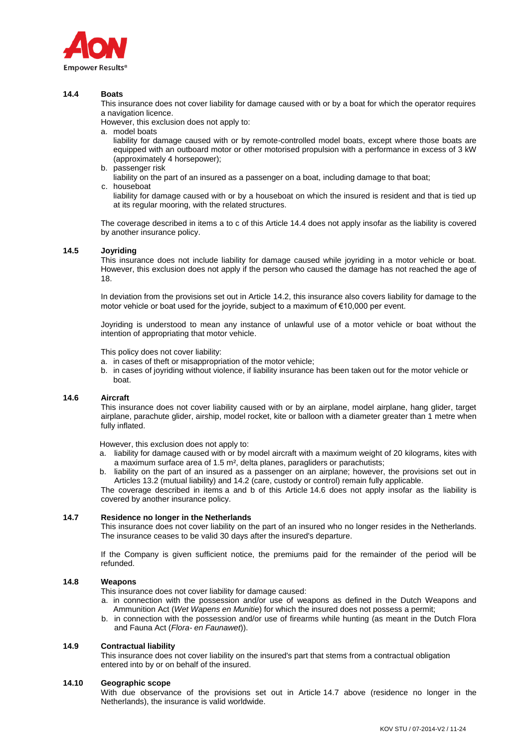### 14.4 Boats

This insurance does not cover liability for damage caused with or by a boat for which the operator requires a navigation licence.

However, this exclusion does not apply to:

a. model boats
   liability for damage caused with or by remote-controlled model boats, except where those boats are equipped with an outboard motor or other motorised propulsion with a performance in excess of 3 kW (approximately 4 horsepower);
b. passenger risk
   liability on the part of an insured as a passenger on a boat, including damage to that boat;
c. houseboat
   liability for damage caused with or by a houseboat on which the insured is resident and that is tied up at its regular mooring, with the related structures.

The coverage described in items a to c of this Article 14.4 does not apply insofar as the liability is covered by another insurance policy.

### 14.5 Joyriding

This insurance does not include liability for damage caused while joyriding in a motor vehicle or boat. However, this exclusion does not apply if the person who caused the damage has not reached the age of 18.

In deviation from the provisions set out in Article 14.2, this insurance also covers liability for damage to the motor vehicle or boat used for the joyride, subject to a maximum of €10,000 per event.

Joyriding is understood to mean any instance of unlawful use of a motor vehicle or boat without the intention of appropriating that motor vehicle.

This policy does not cover liability:

a. in cases of theft or misappropriation of the motor vehicle;
b. in cases of joyriding without violence, if liability insurance has been taken out for the motor vehicle or boat.

### 14.6 Aircraft

This insurance does not cover liability caused with or by an airplane, model airplane, hang glider, target airplane, parachute glider, airship, model rocket, kite or balloon with a diameter greater than 1 metre when fully inflated.

However, this exclusion does not apply to:

a. liability for damage caused with or by model aircraft with a maximum weight of 20 kilograms, kites with a maximum surface area of 1.5 m², delta planes, paragliders or parachutists;
b. liability on the part of an insured as a passenger on an airplane; however, the provisions set out in Articles 13.2 (mutual liability) and 14.2 (care, custody or control) remain fully applicable.

The coverage described in items a and b of this Article 14.6 does not apply insofar as the liability is covered by another insurance policy.

### 14.7 Residence no longer in the Netherlands

This insurance does not cover liability on the part of an insured who no longer resides in the Netherlands. The insurance ceases to be valid 30 days after the insured's departure.

If the Company is given sufficient notice, the premiums paid for the remainder of the period will be refunded.

### 14.8 Weapons

This insurance does not cover liability for damage caused:

a. in connection with the possession and/or use of weapons as defined in the Dutch Weapons and Ammunition Act (*Wet Wapens en Munitie*) for which the insured does not possess a permit;
b. in connection with the possession and/or use of firearms while hunting (as meant in the Dutch Flora and Fauna Act (*Flora- en Faunawet*)).

### 14.9 Contractual liability

This insurance does not cover liability on the insured's part that stems from a contractual obligation entered into by or on behalf of the insured.

### 14.10 Geographic scope

With due observance of the provisions set out in Article 14.7 above (residence no longer in the Netherlands), the insurance is valid worldwide.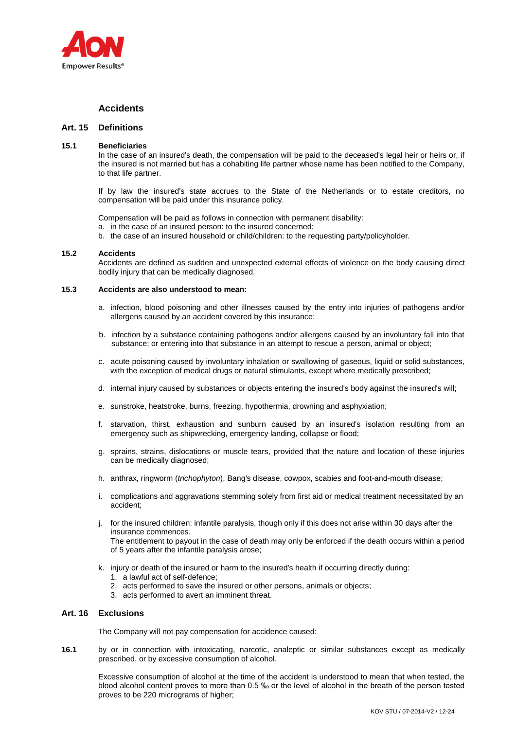## Accidents

### Art. 15 Definitions

**15.1 Beneficiaries**

In the case of an insured's death, the compensation will be paid to the deceased's legal heir or heirs or, if the insured is not married but has a cohabiting life partner whose name has been notified to the Company, to that life partner.

If by law the insured's state accrues to the State of the Netherlands or to estate creditors, no compensation will be paid under this insurance policy.

Compensation will be paid as follows in connection with permanent disability:

a. in the case of an insured person: to the insured concerned;
b. the case of an insured household or child/children: to the requesting party/policyholder.

**15.2 Accidents**

Accidents are defined as sudden and unexpected external effects of violence on the body causing direct bodily injury that can be medically diagnosed.

**15.3 Accidents are also understood to mean:**

a. infection, blood poisoning and other illnesses caused by the entry into injuries of pathogens and/or allergens caused by an accident covered by this insurance;

b. infection by a substance containing pathogens and/or allergens caused by an involuntary fall into that substance; or entering into that substance in an attempt to rescue a person, animal or object;

c. acute poisoning caused by involuntary inhalation or swallowing of gaseous, liquid or solid substances, with the exception of medical drugs or natural stimulants, except where medically prescribed;

d. internal injury caused by substances or objects entering the insured's body against the insured's will;

e. sunstroke, heatstroke, burns, freezing, hypothermia, drowning and asphyxiation;

f. starvation, thirst, exhaustion and sunburn caused by an insured's isolation resulting from an emergency such as shipwrecking, emergency landing, collapse or flood;

g. sprains, strains, dislocations or muscle tears, provided that the nature and location of these injuries can be medically diagnosed;

h. anthrax, ringworm (*trichophyton*), Bang's disease, cowpox, scabies and foot-and-mouth disease;

i. complications and aggravations stemming solely from first aid or medical treatment necessitated by an accident;

j. for the insured children: infantile paralysis, though only if this does not arise within 30 days after the insurance commences.
The entitlement to payout in the case of death may only be enforced if the death occurs within a period of 5 years after the infantile paralysis arose;

k. injury or death of the insured or harm to the insured's health if occurring directly during:
   1. a lawful act of self-defence;
   2. acts performed to save the insured or other persons, animals or objects;
   3. acts performed to avert an imminent threat.

### Art. 16 Exclusions

The Company will not pay compensation for accidence caused:

**16.1** by or in connection with intoxicating, narcotic, analeptic or similar substances except as medically prescribed, or by excessive consumption of alcohol.

Excessive consumption of alcohol at the time of the accident is understood to mean that when tested, the blood alcohol content proves to more than 0.5 ‰ or the level of alcohol in the breath of the person tested proves to be 220 micrograms of higher;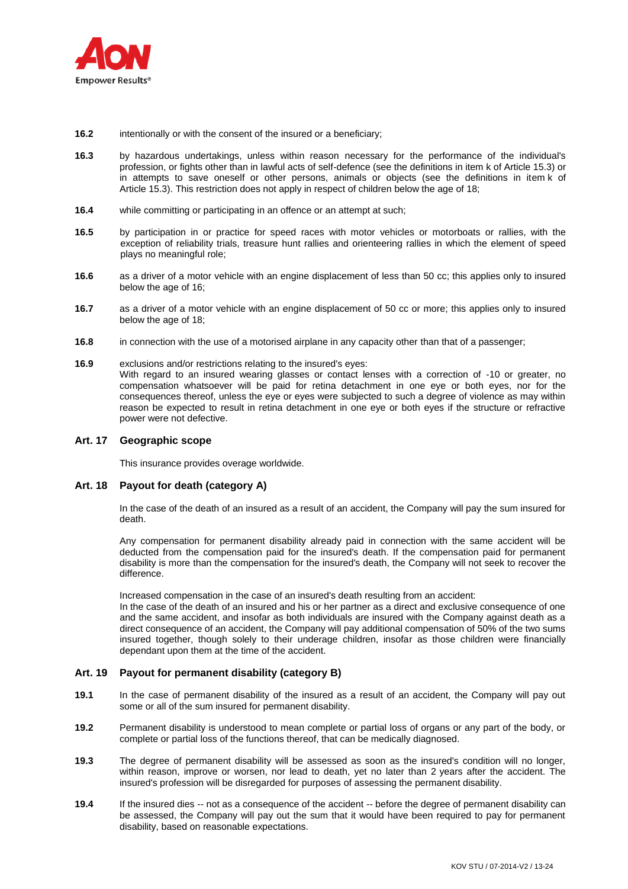**16.2** intentionally or with the consent of the insured or a beneficiary;

**16.3** by hazardous undertakings, unless within reason necessary for the performance of the individual's profession, or fights other than in lawful acts of self-defence (see the definitions in item k of Article 15.3) or in attempts to save oneself or other persons, animals or objects (see the definitions in item k of Article 15.3). This restriction does not apply in respect of children below the age of 18;

**16.4** while committing or participating in an offence or an attempt at such;

**16.5** by participation in or practice for speed races with motor vehicles or motorboats or rallies, with the exception of reliability trials, treasure hunt rallies and orienteering rallies in which the element of speed plays no meaningful role;

**16.6** as a driver of a motor vehicle with an engine displacement of less than 50 cc; this applies only to insured below the age of 16;

**16.7** as a driver of a motor vehicle with an engine displacement of 50 cc or more; this applies only to insured below the age of 18;

**16.8** in connection with the use of a motorised airplane in any capacity other than that of a passenger;

**16.9** exclusions and/or restrictions relating to the insured's eyes:
With regard to an insured wearing glasses or contact lenses with a correction of -10 or greater, no compensation whatsoever will be paid for retina detachment in one eye or both eyes, nor for the consequences thereof, unless the eye or eyes were subjected to such a degree of violence as may within reason be expected to result in retina detachment in one eye or both eyes if the structure or refractive power were not defective.

## Art. 17 Geographic scope

This insurance provides overage worldwide.

## Art. 18 Payout for death (category A)

In the case of the death of an insured as a result of an accident, the Company will pay the sum insured for death.

Any compensation for permanent disability already paid in connection with the same accident will be deducted from the compensation paid for the insured's death. If the compensation paid for permanent disability is more than the compensation for the insured's death, the Company will not seek to recover the difference.

Increased compensation in the case of an insured's death resulting from an accident:
In the case of the death of an insured and his or her partner as a direct and exclusive consequence of one and the same accident, and insofar as both individuals are insured with the Company against death as a direct consequence of an accident, the Company will pay additional compensation of 50% of the two sums insured together, though solely to their underage children, insofar as those children were financially dependant upon them at the time of the accident.

## Art. 19 Payout for permanent disability (category B)

**19.1** In the case of permanent disability of the insured as a result of an accident, the Company will pay out some or all of the sum insured for permanent disability.

**19.2** Permanent disability is understood to mean complete or partial loss of organs or any part of the body, or complete or partial loss of the functions thereof, that can be medically diagnosed.

**19.3** The degree of permanent disability will be assessed as soon as the insured's condition will no longer, within reason, improve or worsen, nor lead to death, yet no later than 2 years after the accident. The insured's profession will be disregarded for purposes of assessing the permanent disability.

**19.4** If the insured dies -- not as a consequence of the accident -- before the degree of permanent disability can be assessed, the Company will pay out the sum that it would have been required to pay for permanent disability, based on reasonable expectations.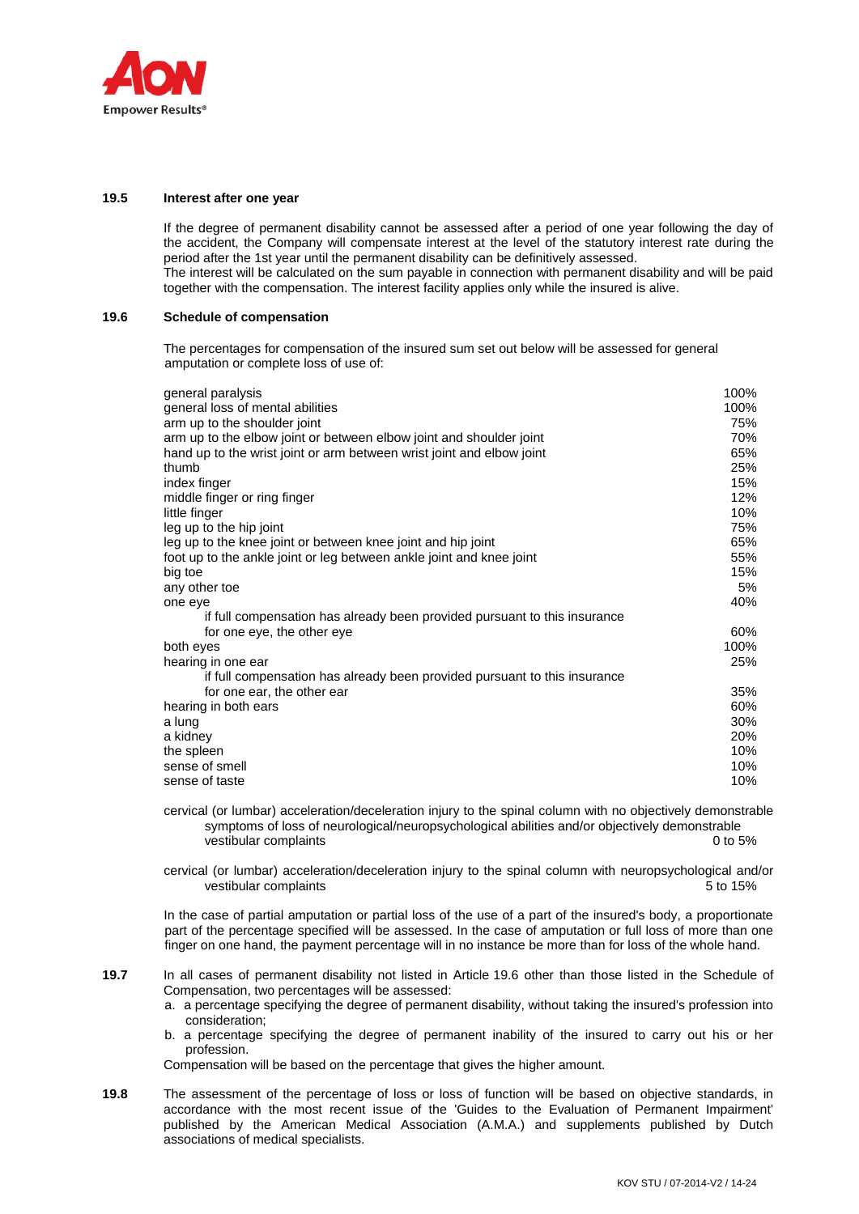### 19.5 Interest after one year

If the degree of permanent disability cannot be assessed after a period of one year following the day of the accident, the Company will compensate interest at the level of the statutory interest rate during the period after the 1st year until the permanent disability can be definitively assessed.
The interest will be calculated on the sum payable in connection with permanent disability and will be paid together with the compensation. The interest facility applies only while the insured is alive.

### 19.6 Schedule of compensation

The percentages for compensation of the insured sum set out below will be assessed for general amputation or complete loss of use of:

| | |
|---|---|
| general paralysis | 100% |
| general loss of mental abilities | 100% |
| arm up to the shoulder joint | 75% |
| arm up to the elbow joint or between elbow joint and shoulder joint | 70% |
| hand up to the wrist joint or arm between wrist joint and elbow joint | 65% |
| thumb | 25% |
| index finger | 15% |
| middle finger or ring finger | 12% |
| little finger | 10% |
| leg up to the hip joint | 75% |
| leg up to the knee joint or between knee joint and hip joint | 65% |
| foot up to the ankle joint or leg between ankle joint and knee joint | 55% |
| big toe | 15% |
| any other toe | 5% |
| one eye | 40% |
| if full compensation has already been provided pursuant to this insurance for one eye, the other eye | 60% |
| both eyes | 100% |
| hearing in one ear | 25% |
| if full compensation has already been provided pursuant to this insurance for one ear, the other ear | 35% |
| hearing in both ears | 60% |
| a lung | 30% |
| a kidney | 20% |
| the spleen | 10% |
| sense of smell | 10% |
| sense of taste | 10% |
| cervical (or lumbar) acceleration/deceleration injury to the spinal column with no objectively demonstrable symptoms of loss of neurological/neuropsychological abilities and/or objectively demonstrable vestibular complaints | 0 to 5% |
| cervical (or lumbar) acceleration/deceleration injury to the spinal column with neuropsychological and/or vestibular complaints | 5 to 15% |

In the case of partial amputation or partial loss of the use of a part of the insured's body, a proportionate part of the percentage specified will be assessed. In the case of amputation or full loss of more than one finger on one hand, the payment percentage will in no instance be more than for loss of the whole hand.

**19.7** In all cases of permanent disability not listed in Article 19.6 other than those listed in the Schedule of Compensation, two percentages will be assessed:

a. a percentage specifying the degree of permanent disability, without taking the insured's profession into consideration;
b. a percentage specifying the degree of permanent inability of the insured to carry out his or her profession.

Compensation will be based on the percentage that gives the higher amount.

**19.8** The assessment of the percentage of loss or loss of function will be based on objective standards, in accordance with the most recent issue of the 'Guides to the Evaluation of Permanent Impairment' published by the American Medical Association (A.M.A.) and supplements published by Dutch associations of medical specialists.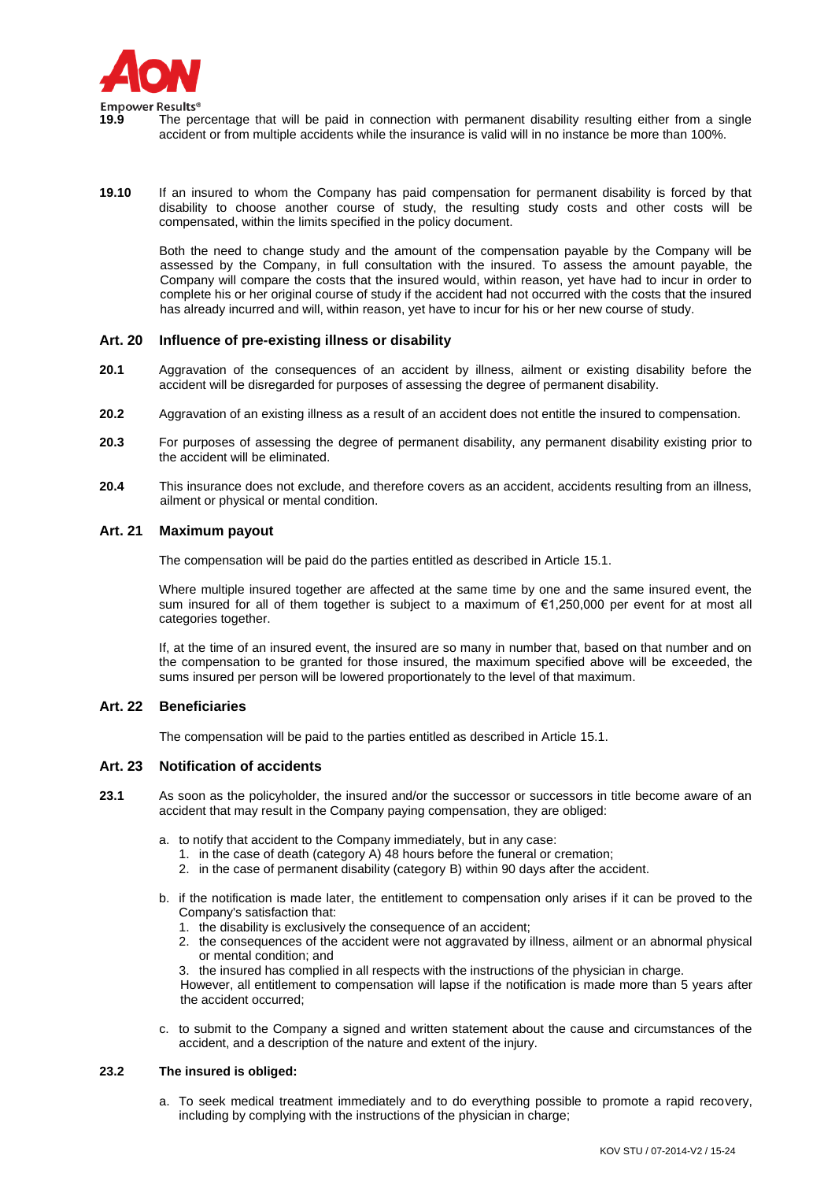**19.9** The percentage that will be paid in connection with permanent disability resulting either from a single accident or from multiple accidents while the insurance is valid will in no instance be more than 100%.

**19.10** If an insured to whom the Company has paid compensation for permanent disability is forced by that disability to choose another course of study, the resulting study costs and other costs will be compensated, within the limits specified in the policy document.

Both the need to change study and the amount of the compensation payable by the Company will be assessed by the Company, in full consultation with the insured. To assess the amount payable, the Company will compare the costs that the insured would, within reason, yet have had to incur in order to complete his or her original course of study if the accident had not occurred with the costs that the insured has already incurred and will, within reason, yet have to incur for his or her new course of study.

## Art. 20 Influence of pre-existing illness or disability

**20.1** Aggravation of the consequences of an accident by illness, ailment or existing disability before the accident will be disregarded for purposes of assessing the degree of permanent disability.

**20.2** Aggravation of an existing illness as a result of an accident does not entitle the insured to compensation.

**20.3** For purposes of assessing the degree of permanent disability, any permanent disability existing prior to the accident will be eliminated.

**20.4** This insurance does not exclude, and therefore covers as an accident, accidents resulting from an illness, ailment or physical or mental condition.

## Art. 21 Maximum payout

The compensation will be paid do the parties entitled as described in Article 15.1.

Where multiple insured together are affected at the same time by one and the same insured event, the sum insured for all of them together is subject to a maximum of €1,250,000 per event for at most all categories together.

If, at the time of an insured event, the insured are so many in number that, based on that number and on the compensation to be granted for those insured, the maximum specified above will be exceeded, the sums insured per person will be lowered proportionately to the level of that maximum.

## Art. 22 Beneficiaries

The compensation will be paid to the parties entitled as described in Article 15.1.

## Art. 23 Notification of accidents

**23.1** As soon as the policyholder, the insured and/or the successor or successors in title become aware of an accident that may result in the Company paying compensation, they are obliged:

a. to notify that accident to the Company immediately, but in any case:
   1. in the case of death (category A) 48 hours before the funeral or cremation;
   2. in the case of permanent disability (category B) within 90 days after the accident.

b. if the notification is made later, the entitlement to compensation only arises if it can be proved to the Company's satisfaction that:
   1. the disability is exclusively the consequence of an accident;
   2. the consequences of the accident were not aggravated by illness, ailment or an abnormal physical or mental condition; and
   3. the insured has complied in all respects with the instructions of the physician in charge.

   However, all entitlement to compensation will lapse if the notification is made more than 5 years after the accident occurred;

c. to submit to the Company a signed and written statement about the cause and circumstances of the accident, and a description of the nature and extent of the injury.

**23.2 The insured is obliged:**

a. To seek medical treatment immediately and to do everything possible to promote a rapid recovery, including by complying with the instructions of the physician in charge;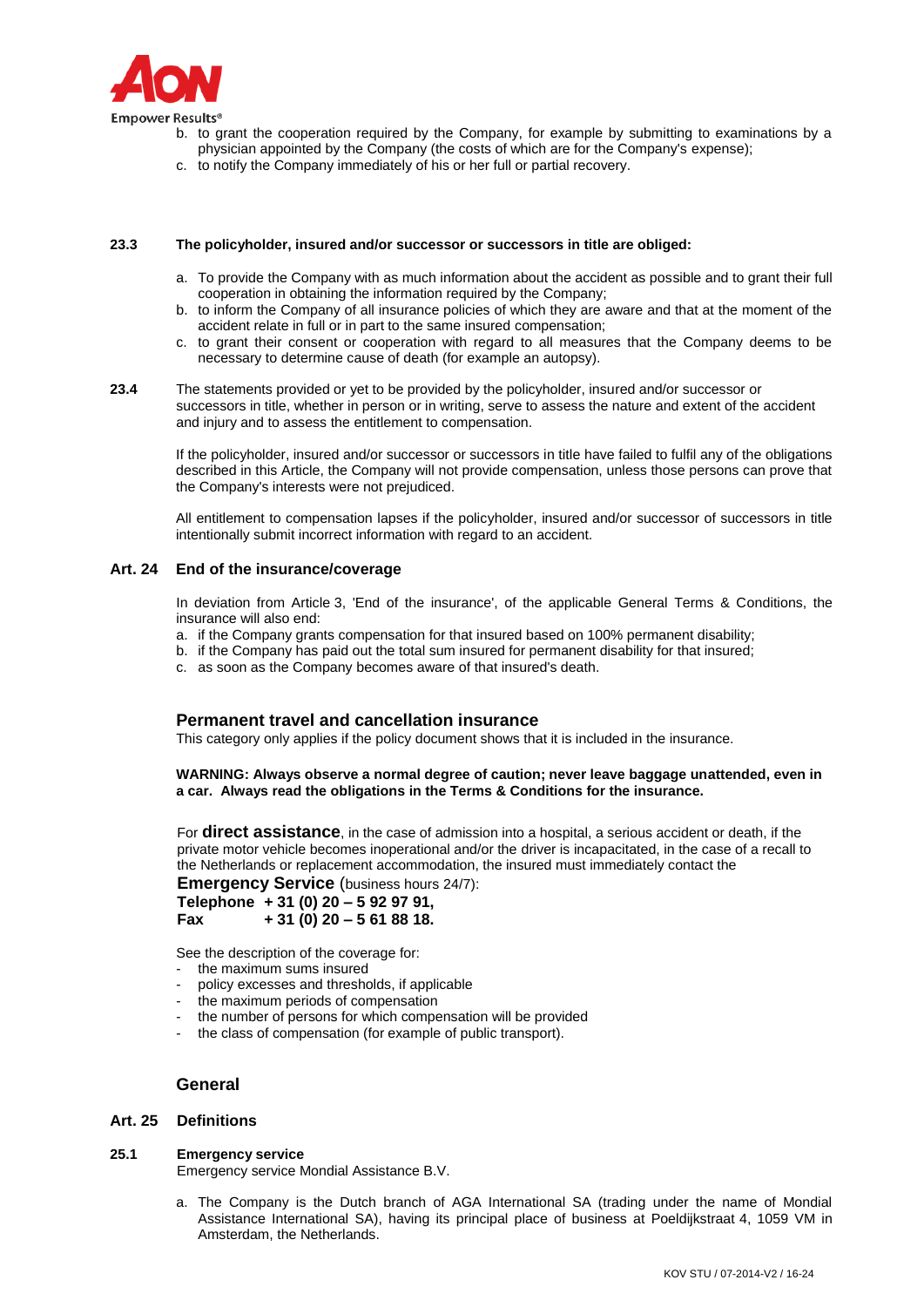b. to grant the cooperation required by the Company, for example by submitting to examinations by a physician appointed by the Company (the costs of which are for the Company's expense);
c. to notify the Company immediately of his or her full or partial recovery.

**23.3 The policyholder, insured and/or successor or successors in title are obliged:**

a. To provide the Company with as much information about the accident as possible and to grant their full cooperation in obtaining the information required by the Company;
b. to inform the Company of all insurance policies of which they are aware and that at the moment of the accident relate in full or in part to the same insured compensation;
c. to grant their consent or cooperation with regard to all measures that the Company deems to be necessary to determine cause of death (for example an autopsy).

**23.4** The statements provided or yet to be provided by the policyholder, insured and/or successor or successors in title, whether in person or in writing, serve to assess the nature and extent of the accident and injury and to assess the entitlement to compensation.

If the policyholder, insured and/or successor or successors in title have failed to fulfil any of the obligations described in this Article, the Company will not provide compensation, unless those persons can prove that the Company's interests were not prejudiced.

All entitlement to compensation lapses if the policyholder, insured and/or successor of successors in title intentionally submit incorrect information with regard to an accident.

### Art. 24 End of the insurance/coverage

In deviation from Article 3, 'End of the insurance', of the applicable General Terms & Conditions, the insurance will also end:

a. if the Company grants compensation for that insured based on 100% permanent disability;
b. if the Company has paid out the total sum insured for permanent disability for that insured;
c. as soon as the Company becomes aware of that insured's death.

## Permanent travel and cancellation insurance

This category only applies if the policy document shows that it is included in the insurance.

**WARNING: Always observe a normal degree of caution; never leave baggage unattended, even in a car. Always read the obligations in the Terms & Conditions for the insurance.**

For **direct assistance**, in the case of admission into a hospital, a serious accident or death, if the private motor vehicle becomes inoperational and/or the driver is incapacitated, in the case of a recall to the Netherlands or replacement accommodation, the insured must immediately contact the **Emergency Service** (business hours 24/7):
**Telephone + 31 (0) 20 – 5 92 97 91,**
**Fax + 31 (0) 20 – 5 61 88 18.**

See the description of the coverage for:

- the maximum sums insured
- policy excesses and thresholds, if applicable
- the maximum periods of compensation
- the number of persons for which compensation will be provided
- the class of compensation (for example of public transport).

## General

### Art. 25 Definitions

**25.1 Emergency service**
Emergency service Mondial Assistance B.V.

a. The Company is the Dutch branch of AGA International SA (trading under the name of Mondial Assistance International SA), having its principal place of business at Poeldijkstraat 4, 1059 VM in Amsterdam, the Netherlands.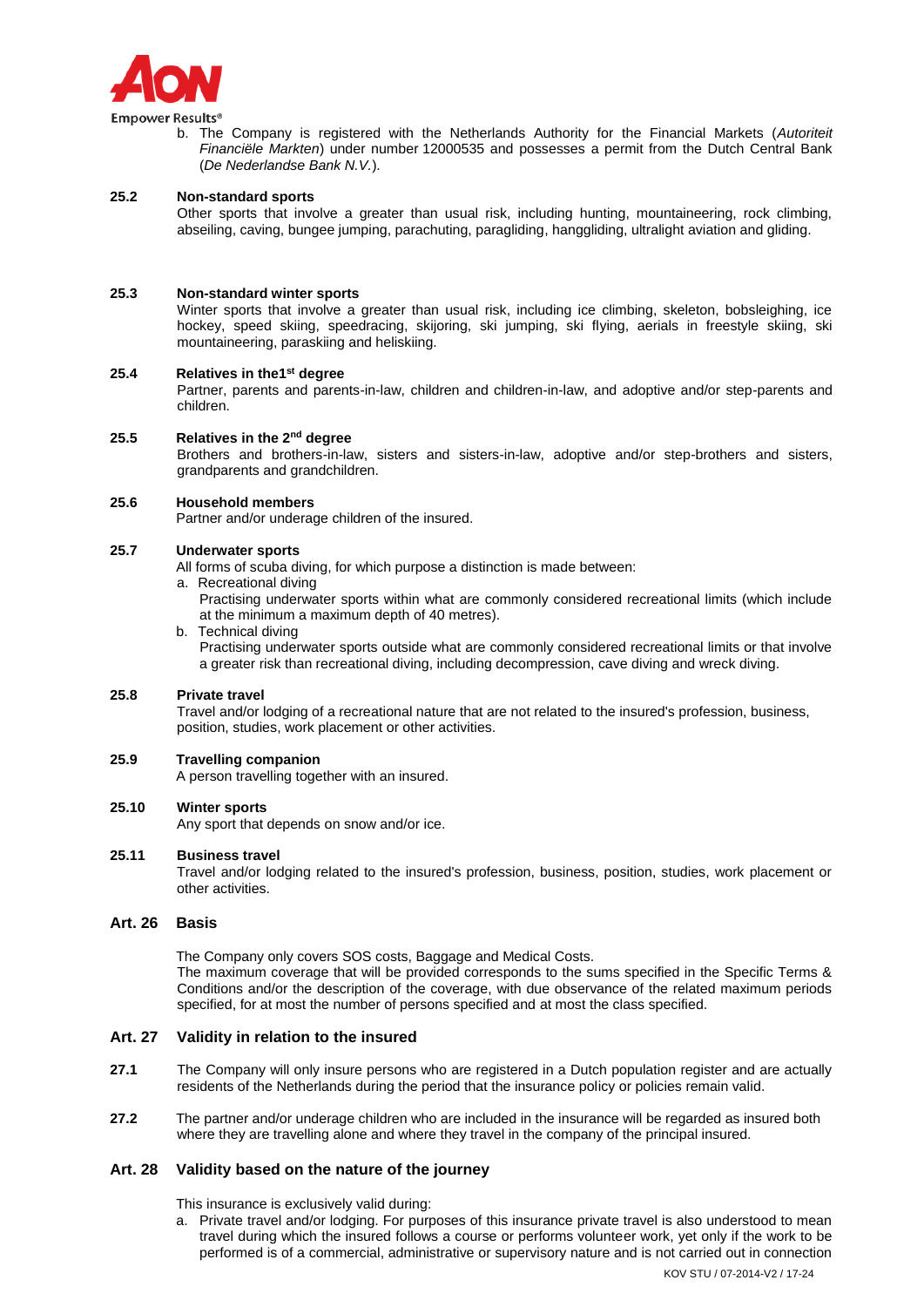b. The Company is registered with the Netherlands Authority for the Financial Markets (*Autoriteit Financiële Markten*) under number 12000535 and possesses a permit from the Dutch Central Bank (*De Nederlandse Bank N.V.*).

**25.2 Non-standard sports**

Other sports that involve a greater than usual risk, including hunting, mountaineering, rock climbing, abseiling, caving, bungee jumping, parachuting, paragliding, hanggliding, ultralight aviation and gliding.

**25.3 Non-standard winter sports**

Winter sports that involve a greater than usual risk, including ice climbing, skeleton, bobsleighing, ice hockey, speed skiing, speedracing, skijoring, ski jumping, ski flying, aerials in freestyle skiing, ski mountaineering, paraskiing and heliskiing.

**25.4 Relatives in the1st degree**

Partner, parents and parents-in-law, children and children-in-law, and adoptive and/or step-parents and children.

**25.5 Relatives in the 2nd degree**

Brothers and brothers-in-law, sisters and sisters-in-law, adoptive and/or step-brothers and sisters, grandparents and grandchildren.

**25.6 Household members**

Partner and/or underage children of the insured.

**25.7 Underwater sports**

All forms of scuba diving, for which purpose a distinction is made between:

a. Recreational diving
   Practising underwater sports within what are commonly considered recreational limits (which include at the minimum a maximum depth of 40 metres).
b. Technical diving
   Practising underwater sports outside what are commonly considered recreational limits or that involve a greater risk than recreational diving, including decompression, cave diving and wreck diving.

**25.8 Private travel**

Travel and/or lodging of a recreational nature that are not related to the insured's profession, business, position, studies, work placement or other activities.

**25.9 Travelling companion**

A person travelling together with an insured.

**25.10 Winter sports**

Any sport that depends on snow and/or ice.

**25.11 Business travel**

Travel and/or lodging related to the insured's profession, business, position, studies, work placement or other activities.

## Art. 26 Basis

The Company only covers SOS costs, Baggage and Medical Costs.
The maximum coverage that will be provided corresponds to the sums specified in the Specific Terms & Conditions and/or the description of the coverage, with due observance of the related maximum periods specified, for at most the number of persons specified and at most the class specified.

## Art. 27 Validity in relation to the insured

**27.1** The Company will only insure persons who are registered in a Dutch population register and are actually residents of the Netherlands during the period that the insurance policy or policies remain valid.

**27.2** The partner and/or underage children who are included in the insurance will be regarded as insured both where they are travelling alone and where they travel in the company of the principal insured.

## Art. 28 Validity based on the nature of the journey

This insurance is exclusively valid during:

a. Private travel and/or lodging. For purposes of this insurance private travel is also understood to mean travel during which the insured follows a course or performs volunteer work, yet only if the work to be performed is of a commercial, administrative or supervisory nature and is not carried out in connection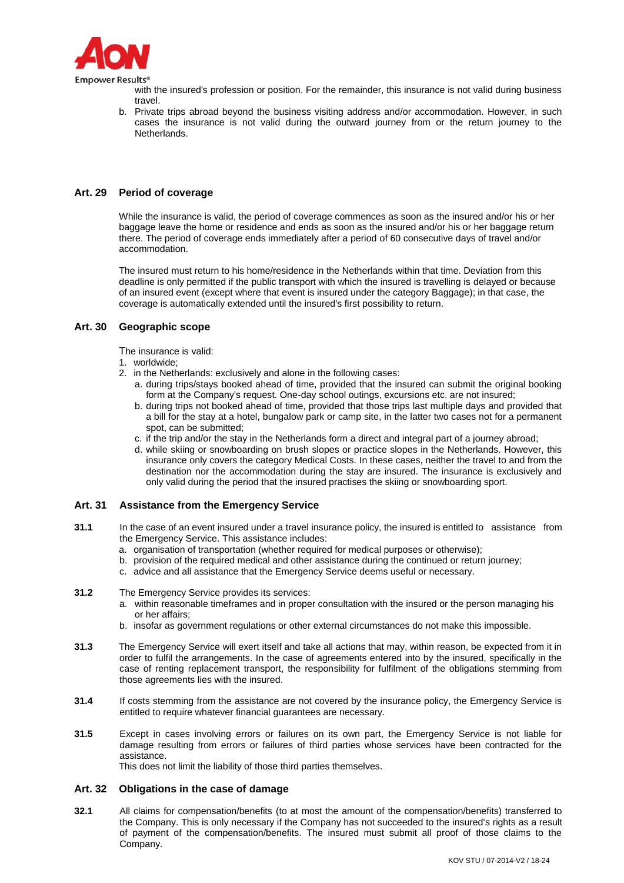with the insured's profession or position. For the remainder, this insurance is not valid during business travel.

b. Private trips abroad beyond the business visiting address and/or accommodation. However, in such cases the insurance is not valid during the outward journey from or the return journey to the Netherlands.

## Art. 29 Period of coverage

While the insurance is valid, the period of coverage commences as soon as the insured and/or his or her baggage leave the home or residence and ends as soon as the insured and/or his or her baggage return there. The period of coverage ends immediately after a period of 60 consecutive days of travel and/or accommodation.

The insured must return to his home/residence in the Netherlands within that time. Deviation from this deadline is only permitted if the public transport with which the insured is travelling is delayed or because of an insured event (except where that event is insured under the category Baggage); in that case, the coverage is automatically extended until the insured's first possibility to return.

## Art. 30 Geographic scope

The insurance is valid:

1. worldwide;
2. in the Netherlands: exclusively and alone in the following cases:
   a. during trips/stays booked ahead of time, provided that the insured can submit the original booking form at the Company's request. One-day school outings, excursions etc. are not insured;
   b. during trips not booked ahead of time, provided that those trips last multiple days and provided that a bill for the stay at a hotel, bungalow park or camp site, in the latter two cases not for a permanent spot, can be submitted;
   c. if the trip and/or the stay in the Netherlands form a direct and integral part of a journey abroad;
   d. while skiing or snowboarding on brush slopes or practice slopes in the Netherlands. However, this insurance only covers the category Medical Costs. In these cases, neither the travel to and from the destination nor the accommodation during the stay are insured. The insurance is exclusively and only valid during the period that the insured practises the skiing or snowboarding sport.

## Art. 31 Assistance from the Emergency Service

**31.1** In the case of an event insured under a travel insurance policy, the insured is entitled to assistance from the Emergency Service. This assistance includes:

a. organisation of transportation (whether required for medical purposes or otherwise);
b. provision of the required medical and other assistance during the continued or return journey;
c. advice and all assistance that the Emergency Service deems useful or necessary.

**31.2** The Emergency Service provides its services:

a. within reasonable timeframes and in proper consultation with the insured or the person managing his or her affairs;
b. insofar as government regulations or other external circumstances do not make this impossible.

**31.3** The Emergency Service will exert itself and take all actions that may, within reason, be expected from it in order to fulfil the arrangements. In the case of agreements entered into by the insured, specifically in the case of renting replacement transport, the responsibility for fulfilment of the obligations stemming from those agreements lies with the insured.

**31.4** If costs stemming from the assistance are not covered by the insurance policy, the Emergency Service is entitled to require whatever financial guarantees are necessary.

**31.5** Except in cases involving errors or failures on its own part, the Emergency Service is not liable for damage resulting from errors or failures of third parties whose services have been contracted for the assistance.
This does not limit the liability of those third parties themselves.

## Art. 32 Obligations in the case of damage

**32.1** All claims for compensation/benefits (to at most the amount of the compensation/benefits) transferred to the Company. This is only necessary if the Company has not succeeded to the insured's rights as a result of payment of the compensation/benefits. The insured must submit all proof of those claims to the Company.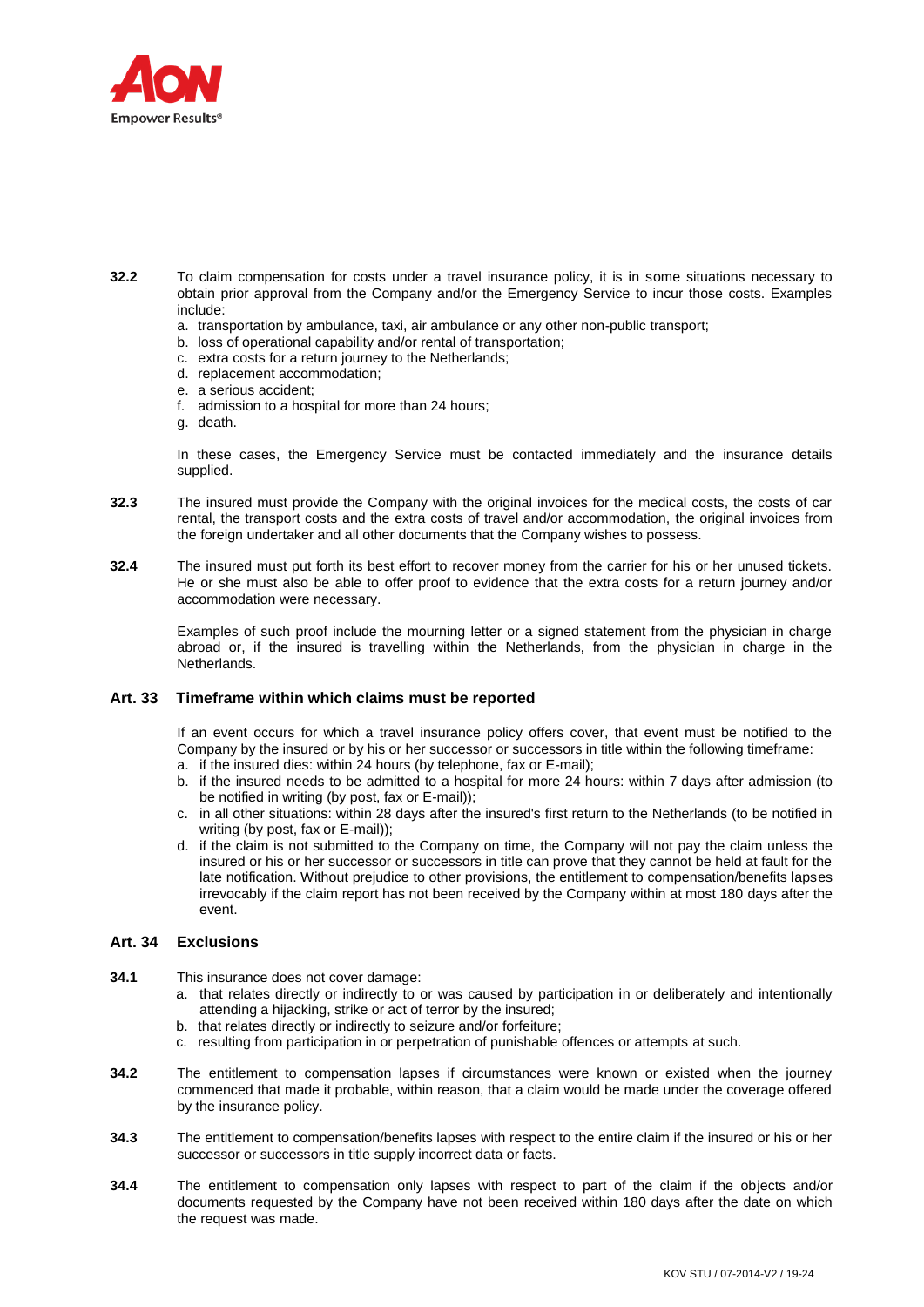**32.2** To claim compensation for costs under a travel insurance policy, it is in some situations necessary to obtain prior approval from the Company and/or the Emergency Service to incur those costs. Examples include:

a. transportation by ambulance, taxi, air ambulance or any other non-public transport;
b. loss of operational capability and/or rental of transportation;
c. extra costs for a return journey to the Netherlands;
d. replacement accommodation;
e. a serious accident;
f. admission to a hospital for more than 24 hours;
g. death.

In these cases, the Emergency Service must be contacted immediately and the insurance details supplied.

**32.3** The insured must provide the Company with the original invoices for the medical costs, the costs of car rental, the transport costs and the extra costs of travel and/or accommodation, the original invoices from the foreign undertaker and all other documents that the Company wishes to possess.

**32.4** The insured must put forth its best effort to recover money from the carrier for his or her unused tickets. He or she must also be able to offer proof to evidence that the extra costs for a return journey and/or accommodation were necessary.

Examples of such proof include the mourning letter or a signed statement from the physician in charge abroad or, if the insured is travelling within the Netherlands, from the physician in charge in the Netherlands.

### Art. 33 Timeframe within which claims must be reported

If an event occurs for which a travel insurance policy offers cover, that event must be notified to the Company by the insured or by his or her successor or successors in title within the following timeframe:

a. if the insured dies: within 24 hours (by telephone, fax or E-mail);
b. if the insured needs to be admitted to a hospital for more 24 hours: within 7 days after admission (to be notified in writing (by post, fax or E-mail));
c. in all other situations: within 28 days after the insured's first return to the Netherlands (to be notified in writing (by post, fax or E-mail));
d. if the claim is not submitted to the Company on time, the Company will not pay the claim unless the insured or his or her successor or successors in title can prove that they cannot be held at fault for the late notification. Without prejudice to other provisions, the entitlement to compensation/benefits lapses irrevocably if the claim report has not been received by the Company within at most 180 days after the event.

### Art. 34 Exclusions

**34.1** This insurance does not cover damage:

a. that relates directly or indirectly to or was caused by participation in or deliberately and intentionally attending a hijacking, strike or act of terror by the insured;
b. that relates directly or indirectly to seizure and/or forfeiture;
c. resulting from participation in or perpetration of punishable offences or attempts at such.

**34.2** The entitlement to compensation lapses if circumstances were known or existed when the journey commenced that made it probable, within reason, that a claim would be made under the coverage offered by the insurance policy.

**34.3** The entitlement to compensation/benefits lapses with respect to the entire claim if the insured or his or her successor or successors in title supply incorrect data or facts.

**34.4** The entitlement to compensation only lapses with respect to part of the claim if the objects and/or documents requested by the Company have not been received within 180 days after the date on which the request was made.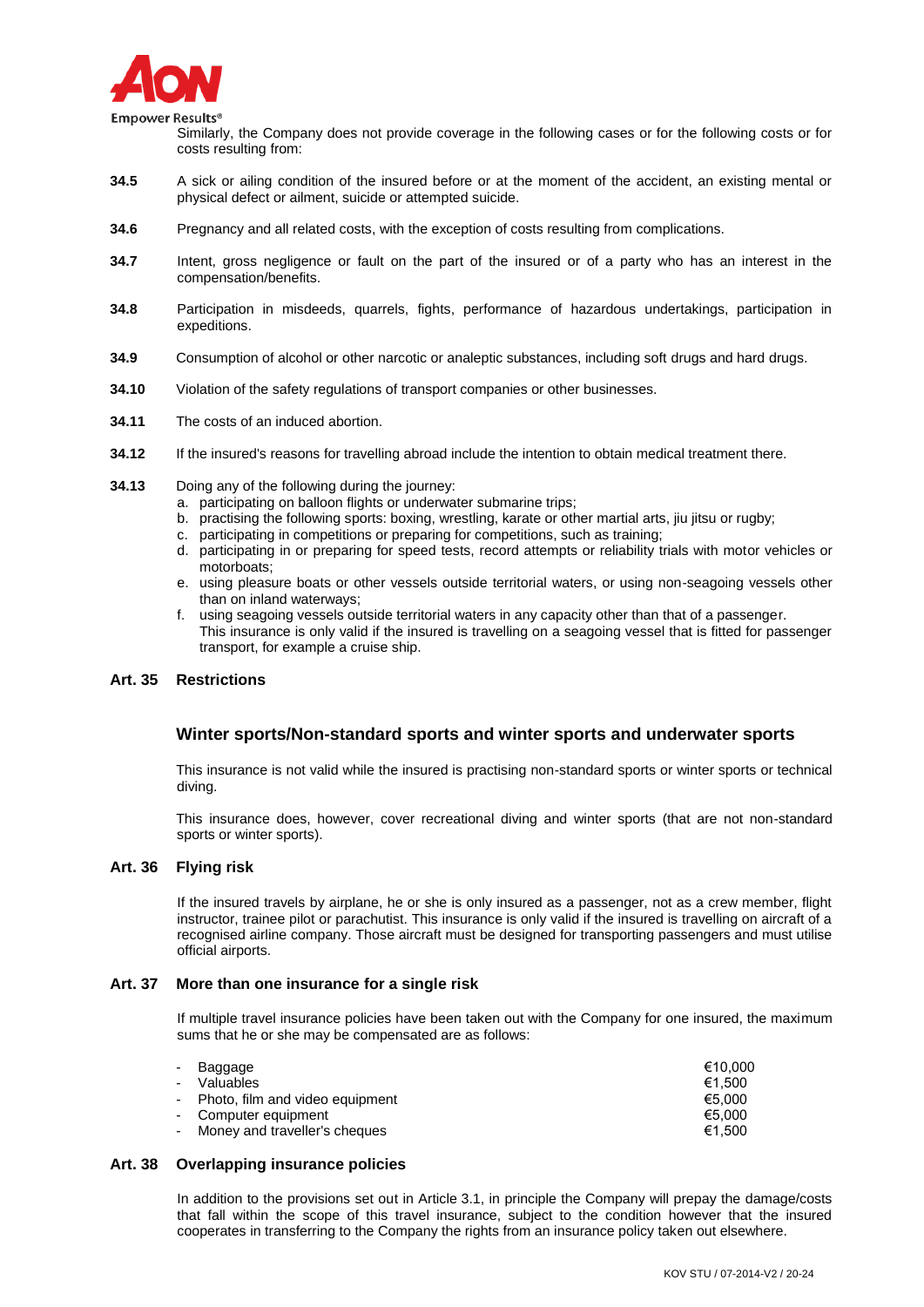Similarly, the Company does not provide coverage in the following cases or for the following costs or for costs resulting from:

**34.5** A sick or ailing condition of the insured before or at the moment of the accident, an existing mental or physical defect or ailment, suicide or attempted suicide.

**34.6** Pregnancy and all related costs, with the exception of costs resulting from complications.

**34.7** Intent, gross negligence or fault on the part of the insured or of a party who has an interest in the compensation/benefits.

**34.8** Participation in misdeeds, quarrels, fights, performance of hazardous undertakings, participation in expeditions.

**34.9** Consumption of alcohol or other narcotic or analeptic substances, including soft drugs and hard drugs.

**34.10** Violation of the safety regulations of transport companies or other businesses.

**34.11** The costs of an induced abortion.

**34.12** If the insured's reasons for travelling abroad include the intention to obtain medical treatment there.

**34.13** Doing any of the following during the journey:

a. participating on balloon flights or underwater submarine trips;
b. practising the following sports: boxing, wrestling, karate or other martial arts, jiu jitsu or rugby;
c. participating in competitions or preparing for competitions, such as training;
d. participating in or preparing for speed tests, record attempts or reliability trials with motor vehicles or motorboats;
e. using pleasure boats or other vessels outside territorial waters, or using non-seagoing vessels other than on inland waterways;
f. using seagoing vessels outside territorial waters in any capacity other than that of a passenger. This insurance is only valid if the insured is travelling on a seagoing vessel that is fitted for passenger transport, for example a cruise ship.

## Art. 35 Restrictions

### Winter sports/Non-standard sports and winter sports and underwater sports

This insurance is not valid while the insured is practising non-standard sports or winter sports or technical diving.

This insurance does, however, cover recreational diving and winter sports (that are not non-standard sports or winter sports).

## Art. 36 Flying risk

If the insured travels by airplane, he or she is only insured as a passenger, not as a crew member, flight instructor, trainee pilot or parachutist. This insurance is only valid if the insured is travelling on aircraft of a recognised airline company. Those aircraft must be designed for transporting passengers and must utilise official airports.

## Art. 37 More than one insurance for a single risk

If multiple travel insurance policies have been taken out with the Company for one insured, the maximum sums that he or she may be compensated are as follows:

| | |
|---|---|
| - Baggage | €10,000 |
| - Valuables | €1,500 |
| - Photo, film and video equipment | €5,000 |
| - Computer equipment | €5,000 |
| - Money and traveller's cheques | €1,500 |

## Art. 38 Overlapping insurance policies

In addition to the provisions set out in Article 3.1, in principle the Company will prepay the damage/costs that fall within the scope of this travel insurance, subject to the condition however that the insured cooperates in transferring to the Company the rights from an insurance policy taken out elsewhere.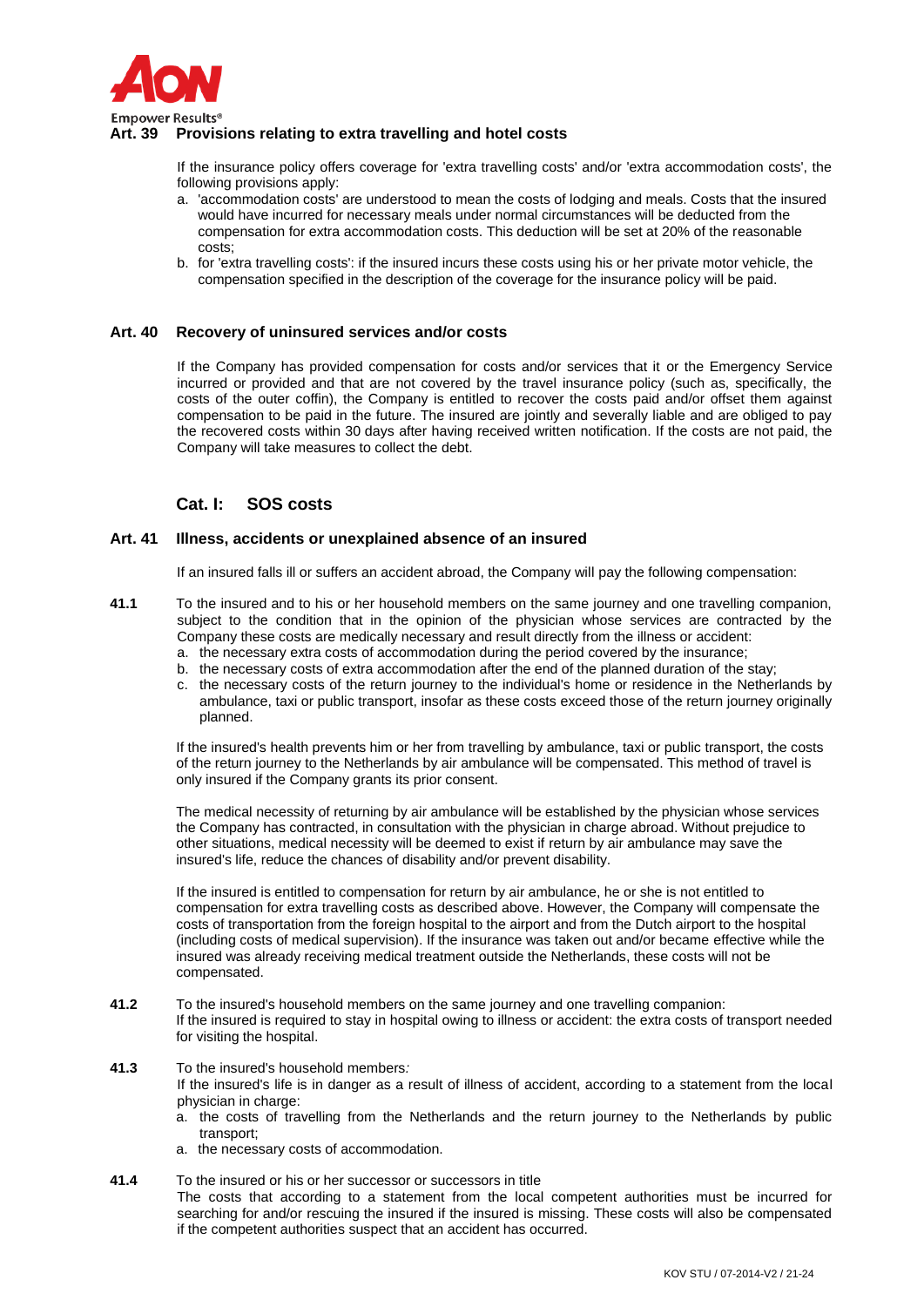### Art. 39 Provisions relating to extra travelling and hotel costs

If the insurance policy offers coverage for 'extra travelling costs' and/or 'extra accommodation costs', the following provisions apply:

a. 'accommodation costs' are understood to mean the costs of lodging and meals. Costs that the insured would have incurred for necessary meals under normal circumstances will be deducted from the compensation for extra accommodation costs. This deduction will be set at 20% of the reasonable costs;
b. for 'extra travelling costs': if the insured incurs these costs using his or her private motor vehicle, the compensation specified in the description of the coverage for the insurance policy will be paid.

### Art. 40 Recovery of uninsured services and/or costs

If the Company has provided compensation for costs and/or services that it or the Emergency Service incurred or provided and that are not covered by the travel insurance policy (such as, specifically, the costs of the outer coffin), the Company is entitled to recover the costs paid and/or offset them against compensation to be paid in the future. The insured are jointly and severally liable and are obliged to pay the recovered costs within 30 days after having received written notification. If the costs are not paid, the Company will take measures to collect the debt.

## Cat. I: SOS costs

### Art. 41 Illness, accidents or unexplained absence of an insured

If an insured falls ill or suffers an accident abroad, the Company will pay the following compensation:

**41.1** To the insured and to his or her household members on the same journey and one travelling companion, subject to the condition that in the opinion of the physician whose services are contracted by the Company these costs are medically necessary and result directly from the illness or accident:

a. the necessary extra costs of accommodation during the period covered by the insurance;
b. the necessary costs of extra accommodation after the end of the planned duration of the stay;
c. the necessary costs of the return journey to the individual's home or residence in the Netherlands by ambulance, taxi or public transport, insofar as these costs exceed those of the return journey originally planned.

If the insured's health prevents him or her from travelling by ambulance, taxi or public transport, the costs of the return journey to the Netherlands by air ambulance will be compensated. This method of travel is only insured if the Company grants its prior consent.

The medical necessity of returning by air ambulance will be established by the physician whose services the Company has contracted, in consultation with the physician in charge abroad. Without prejudice to other situations, medical necessity will be deemed to exist if return by air ambulance may save the insured's life, reduce the chances of disability and/or prevent disability.

If the insured is entitled to compensation for return by air ambulance, he or she is not entitled to compensation for extra travelling costs as described above. However, the Company will compensate the costs of transportation from the foreign hospital to the airport and from the Dutch airport to the hospital (including costs of medical supervision). If the insurance was taken out and/or became effective while the insured was already receiving medical treatment outside the Netherlands, these costs will not be compensated.

**41.2** To the insured's household members on the same journey and one travelling companion:
If the insured is required to stay in hospital owing to illness or accident: the extra costs of transport needed for visiting the hospital.

**41.3** To the insured's household members*:*
If the insured's life is in danger as a result of illness of accident, according to a statement from the local physician in charge:

a. the costs of travelling from the Netherlands and the return journey to the Netherlands by public transport;
a. the necessary costs of accommodation.

**41.4** To the insured or his or her successor or successors in title
The costs that according to a statement from the local competent authorities must be incurred for searching for and/or rescuing the insured if the insured is missing. These costs will also be compensated if the competent authorities suspect that an accident has occurred.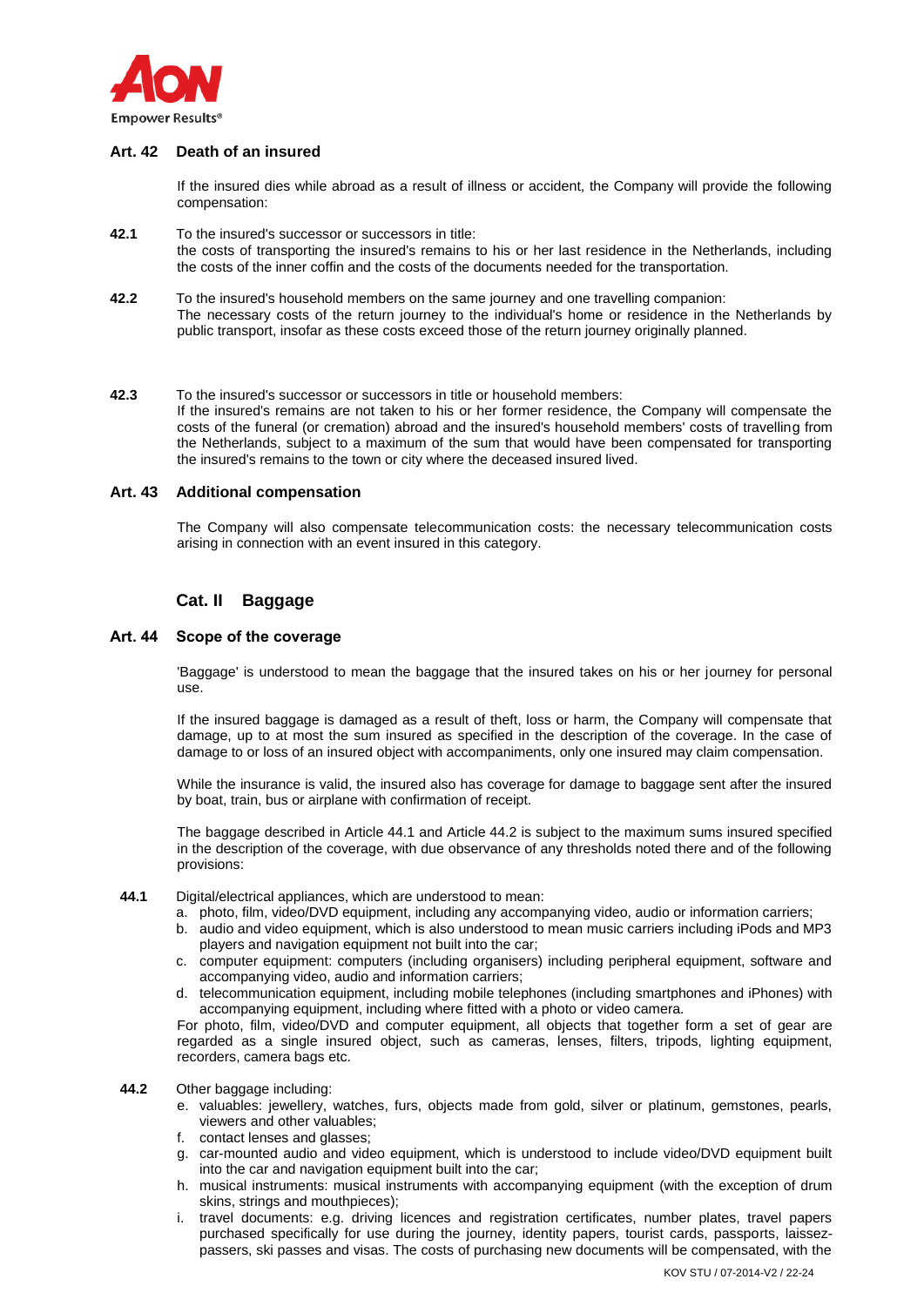### Art. 42 Death of an insured

If the insured dies while abroad as a result of illness or accident, the Company will provide the following compensation:

**42.1** To the insured's successor or successors in title:
the costs of transporting the insured's remains to his or her last residence in the Netherlands, including the costs of the inner coffin and the costs of the documents needed for the transportation.

**42.2** To the insured's household members on the same journey and one travelling companion:
The necessary costs of the return journey to the individual's home or residence in the Netherlands by public transport, insofar as these costs exceed those of the return journey originally planned.

**42.3** To the insured's successor or successors in title or household members:
If the insured's remains are not taken to his or her former residence, the Company will compensate the costs of the funeral (or cremation) abroad and the insured's household members' costs of travelling from the Netherlands, subject to a maximum of the sum that would have been compensated for transporting the insured's remains to the town or city where the deceased insured lived.

### Art. 43 Additional compensation

The Company will also compensate telecommunication costs: the necessary telecommunication costs arising in connection with an event insured in this category.

## Cat. II Baggage

### Art. 44 Scope of the coverage

'Baggage' is understood to mean the baggage that the insured takes on his or her journey for personal use.

If the insured baggage is damaged as a result of theft, loss or harm, the Company will compensate that damage, up to at most the sum insured as specified in the description of the coverage. In the case of damage to or loss of an insured object with accompaniments, only one insured may claim compensation.

While the insurance is valid, the insured also has coverage for damage to baggage sent after the insured by boat, train, bus or airplane with confirmation of receipt.

The baggage described in Article 44.1 and Article 44.2 is subject to the maximum sums insured specified in the description of the coverage, with due observance of any thresholds noted there and of the following provisions:

**44.1** Digital/electrical appliances, which are understood to mean:

a. photo, film, video/DVD equipment, including any accompanying video, audio or information carriers;
b. audio and video equipment, which is also understood to mean music carriers including iPods and MP3 players and navigation equipment not built into the car;
c. computer equipment: computers (including organisers) including peripheral equipment, software and accompanying video, audio and information carriers;
d. telecommunication equipment, including mobile telephones (including smartphones and iPhones) with accompanying equipment, including where fitted with a photo or video camera.

For photo, film, video/DVD and computer equipment, all objects that together form a set of gear are regarded as a single insured object, such as cameras, lenses, filters, tripods, lighting equipment, recorders, camera bags etc.

**44.2** Other baggage including:

e. valuables: jewellery, watches, furs, objects made from gold, silver or platinum, gemstones, pearls, viewers and other valuables;
f. contact lenses and glasses;
g. car-mounted audio and video equipment, which is understood to include video/DVD equipment built into the car and navigation equipment built into the car;
h. musical instruments: musical instruments with accompanying equipment (with the exception of drum skins, strings and mouthpieces);
i. travel documents: e.g. driving licences and registration certificates, number plates, travel papers purchased specifically for use during the journey, identity papers, tourist cards, passports, laissez-passers, ski passes and visas. The costs of purchasing new documents will be compensated, with the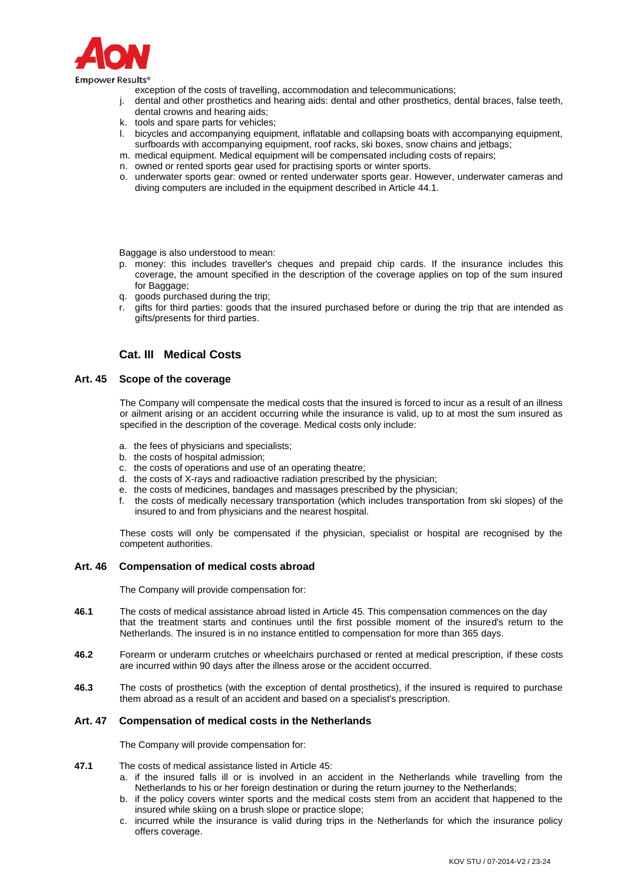exception of the costs of travelling, accommodation and telecommunications;

j. dental and other prosthetics and hearing aids: dental and other prosthetics, dental braces, false teeth, dental crowns and hearing aids;
k. tools and spare parts for vehicles;
l. bicycles and accompanying equipment, inflatable and collapsing boats with accompanying equipment, surfboards with accompanying equipment, roof racks, ski boxes, snow chains and jetbags;
m. medical equipment. Medical equipment will be compensated including costs of repairs;
n. owned or rented sports gear used for practising sports or winter sports.
o. underwater sports gear: owned or rented underwater sports gear. However, underwater cameras and diving computers are included in the equipment described in Article 44.1.

Baggage is also understood to mean:

p. money: this includes traveller's cheques and prepaid chip cards. If the insurance includes this coverage, the amount specified in the description of the coverage applies on top of the sum insured for Baggage;
q. goods purchased during the trip;
r. gifts for third parties: goods that the insured purchased before or during the trip that are intended as gifts/presents for third parties.

## Cat. III Medical Costs

### Art. 45 Scope of the coverage

The Company will compensate the medical costs that the insured is forced to incur as a result of an illness or ailment arising or an accident occurring while the insurance is valid, up to at most the sum insured as specified in the description of the coverage. Medical costs only include:

a. the fees of physicians and specialists;
b. the costs of hospital admission;
c. the costs of operations and use of an operating theatre;
d. the costs of X-rays and radioactive radiation prescribed by the physician;
e. the costs of medicines, bandages and massages prescribed by the physician;
f. the costs of medically necessary transportation (which includes transportation from ski slopes) of the insured to and from physicians and the nearest hospital.

These costs will only be compensated if the physician, specialist or hospital are recognised by the competent authorities.

### Art. 46 Compensation of medical costs abroad

The Company will provide compensation for:

**46.1** The costs of medical assistance abroad listed in Article 45. This compensation commences on the day that the treatment starts and continues until the first possible moment of the insured's return to the Netherlands. The insured is in no instance entitled to compensation for more than 365 days.

**46.2** Forearm or underarm crutches or wheelchairs purchased or rented at medical prescription, if these costs are incurred within 90 days after the illness arose or the accident occurred.

**46.3** The costs of prosthetics (with the exception of dental prosthetics), if the insured is required to purchase them abroad as a result of an accident and based on a specialist's prescription.

### Art. 47 Compensation of medical costs in the Netherlands

The Company will provide compensation for:

**47.1** The costs of medical assistance listed in Article 45:

a. if the insured falls ill or is involved in an accident in the Netherlands while travelling from the Netherlands to his or her foreign destination or during the return journey to the Netherlands;
b. if the policy covers winter sports and the medical costs stem from an accident that happened to the insured while skiing on a brush slope or practice slope;
c. incurred while the insurance is valid during trips in the Netherlands for which the insurance policy offers coverage.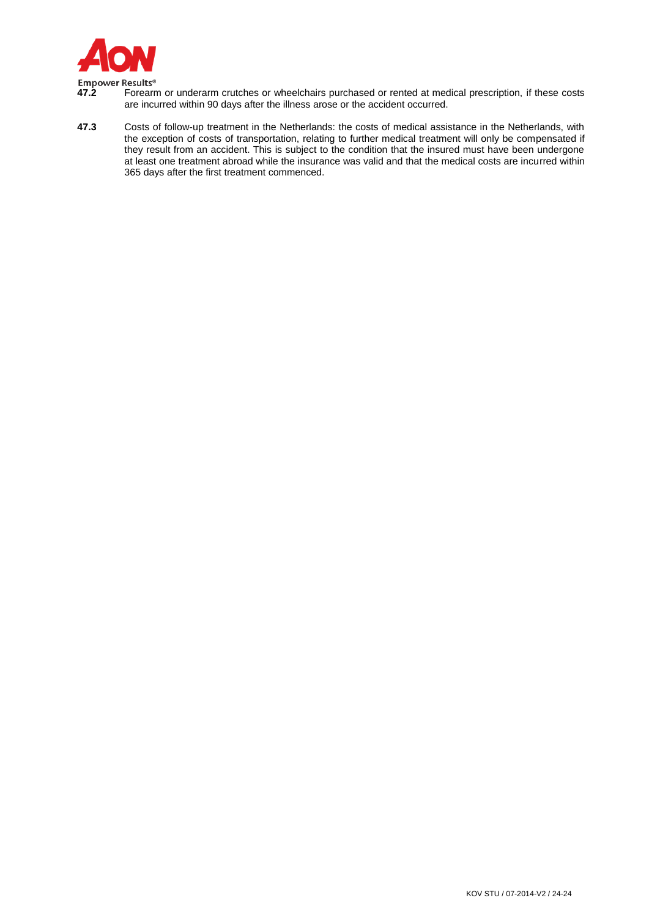**47.2** Forearm or underarm crutches or wheelchairs purchased or rented at medical prescription, if these costs are incurred within 90 days after the illness arose or the accident occurred.

**47.3** Costs of follow-up treatment in the Netherlands: the costs of medical assistance in the Netherlands, with the exception of costs of transportation, relating to further medical treatment will only be compensated if they result from an accident. This is subject to the condition that the insured must have been undergone at least one treatment abroad while the insurance was valid and that the medical costs are incurred within 365 days after the first treatment commenced.